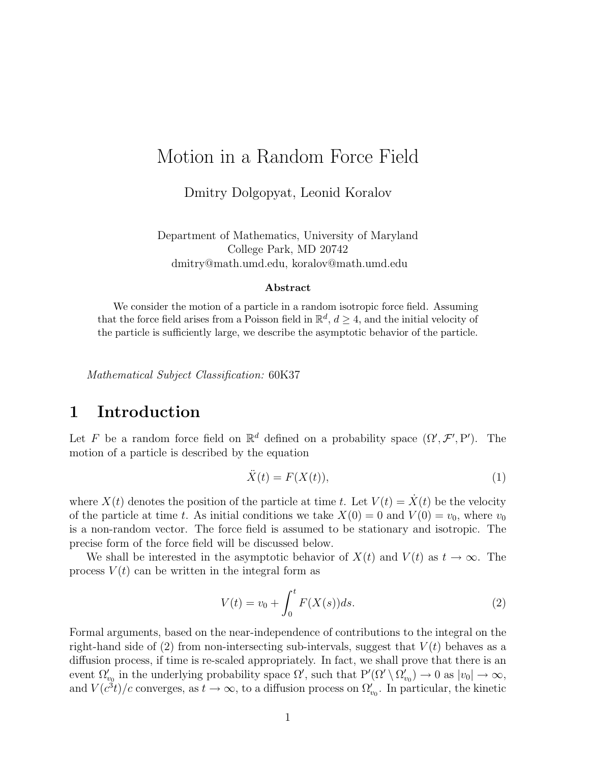# Motion in a Random Force Field

Dmitry Dolgopyat, Leonid Koralov

Department of Mathematics, University of Maryland
College Park, MD 20742
dmitry@math.umd.edu, koralov@math.umd.edu

**Abstract**

We consider the motion of a particle in a random isotropic force field. Assuming that the force field arises from a Poisson field in $\mathbb{R}^d$, $d \geq 4$, and the initial velocity of the particle is sufficiently large, we describe the asymptotic behavior of the particle.

*Mathematical Subject Classification:* 60K37

## 1 Introduction

Let $F$ be a random force field on $\mathbb{R}^d$ defined on a probability space $(\Omega', \mathcal{F}', \mathrm{P}')$. The motion of a particle is described by the equation

$$\ddot{X}(t) = F(X(t)), \tag{1}$$

where $X(t)$ denotes the position of the particle at time $t$. Let $V(t) = \dot{X}(t)$ be the velocity of the particle at time $t$. As initial conditions we take $X(0) = 0$ and $V(0) = v_0$, where $v_0$ is a non-random vector. The force field is assumed to be stationary and isotropic. The precise form of the force field will be discussed below.

We shall be interested in the asymptotic behavior of $X(t)$ and $V(t)$ as $t \to \infty$. The process $V(t)$ can be written in the integral form as

$$V(t) = v_0 + \int_0^t F(X(s))ds. \tag{2}$$

Formal arguments, based on the near-independence of contributions to the integral on the right-hand side of (2) from non-intersecting sub-intervals, suggest that $V(t)$ behaves as a diffusion process, if time is re-scaled appropriately. In fact, we shall prove that there is an event $\Omega'_{v_0}$ in the underlying probability space $\Omega'$, such that $\mathrm{P}'(\Omega' \setminus \Omega'_{v_0}) \to 0$ as $|v_0| \to \infty$, and $V(c^3 t)/c$ converges, as $t \to \infty$, to a diffusion process on $\Omega'_{v_0}$. In particular, the kinetic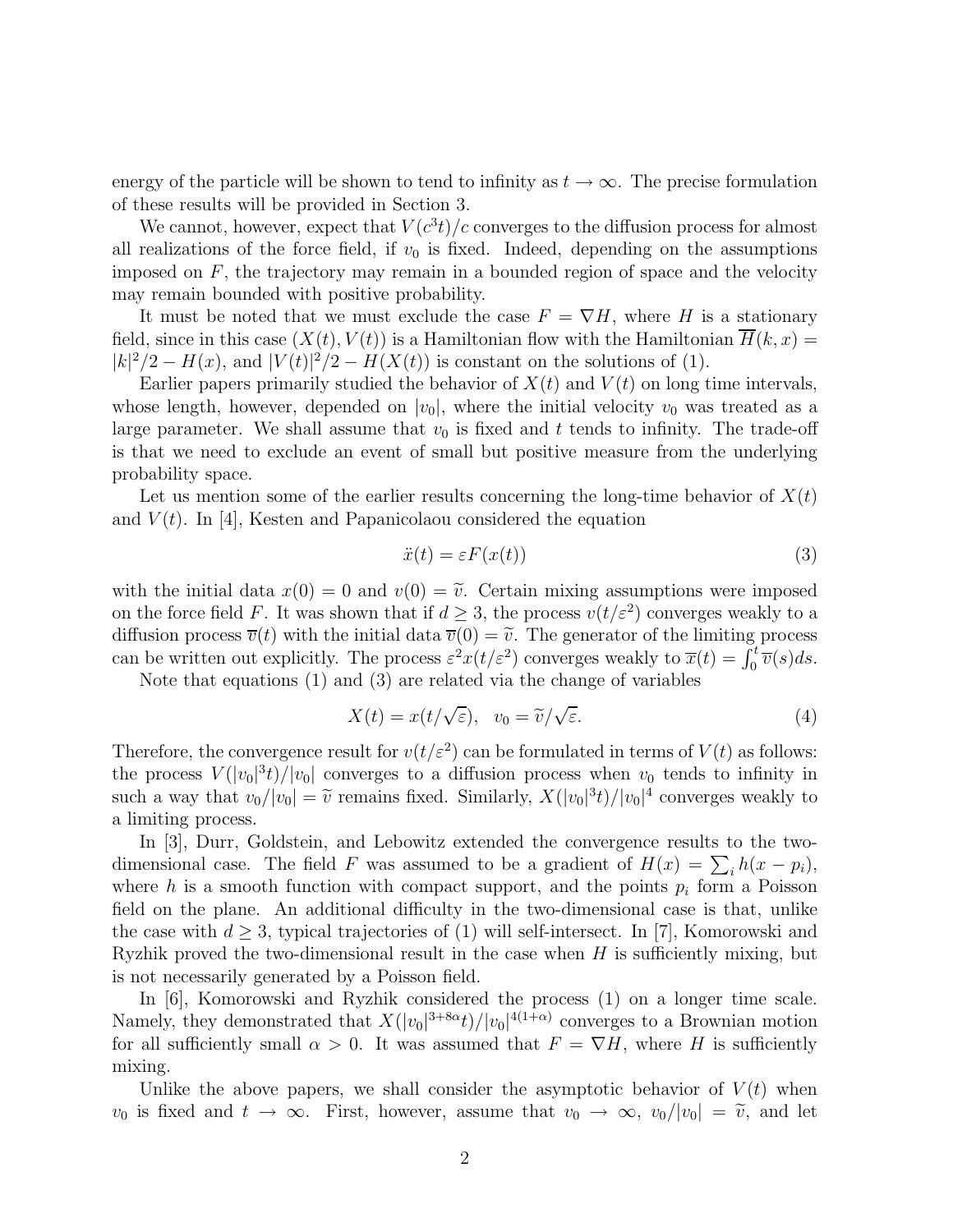energy of the particle will be shown to tend to infinity as $t \to \infty$. The precise formulation of these results will be provided in Section 3.

We cannot, however, expect that $V(c^3 t)/c$ converges to the diffusion process for almost all realizations of the force field, if $v_0$ is fixed. Indeed, depending on the assumptions imposed on $F$, the trajectory may remain in a bounded region of space and the velocity may remain bounded with positive probability.

It must be noted that we must exclude the case $F = \nabla H$, where $H$ is a stationary field, since in this case $(X(t), V(t))$ is a Hamiltonian flow with the Hamiltonian $\overline{H}(k, x) = |k|^2/2 - H(x)$, and $|V(t)|^2/2 - H(X(t))$ is constant on the solutions of (1).

Earlier papers primarily studied the behavior of $X(t)$ and $V(t)$ on long time intervals, whose length, however, depended on $|v_0|$, where the initial velocity $v_0$ was treated as a large parameter. We shall assume that $v_0$ is fixed and $t$ tends to infinity. The trade-off is that we need to exclude an event of small but positive measure from the underlying probability space.

Let us mention some of the earlier results concerning the long-time behavior of $X(t)$ and $V(t)$. In [4], Kesten and Papanicolaou considered the equation

$$\ddot{x}(t) = \varepsilon F(x(t)) \tag{3}$$

with the initial data $x(0) = 0$ and $v(0) = \widetilde{v}$. Certain mixing assumptions were imposed on the force field $F$. It was shown that if $d \geq 3$, the process $v(t/\varepsilon^2)$ converges weakly to a diffusion process $\overline{v}(t)$ with the initial data $\overline{v}(0) = \widetilde{v}$. The generator of the limiting process can be written out explicitly. The process $\varepsilon^2 x(t/\varepsilon^2)$ converges weakly to $\overline{x}(t) = \int_0^t \overline{v}(s) ds$.

Note that equations (1) and (3) are related via the change of variables

$$X(t) = x(t/\sqrt{\varepsilon}), \quad v_0 = \widetilde{v}/\sqrt{\varepsilon}. \tag{4}$$

Therefore, the convergence result for $v(t/\varepsilon^2)$ can be formulated in terms of $V(t)$ as follows: the process $V(|v_0|^3 t)/|v_0|$ converges to a diffusion process when $v_0$ tends to infinity in such a way that $v_0/|v_0| = \widetilde{v}$ remains fixed. Similarly, $X(|v_0|^3 t)/|v_0|^4$ converges weakly to a limiting process.

In [3], Durr, Goldstein, and Lebowitz extended the convergence results to the two-dimensional case. The field $F$ was assumed to be a gradient of $H(x) = \sum_i h(x - p_i)$, where $h$ is a smooth function with compact support, and the points $p_i$ form a Poisson field on the plane. An additional difficulty in the two-dimensional case is that, unlike the case with $d \geq 3$, typical trajectories of (1) will self-intersect. In [7], Komorowski and Ryzhik proved the two-dimensional result in the case when $H$ is sufficiently mixing, but is not necessarily generated by a Poisson field.

In [6], Komorowski and Ryzhik considered the process (1) on a longer time scale. Namely, they demonstrated that $X(|v_0|^{3+8\alpha} t)/|v_0|^{4(1+\alpha)}$ converges to a Brownian motion for all sufficiently small $\alpha > 0$. It was assumed that $F = \nabla H$, where $H$ is sufficiently mixing.

Unlike the above papers, we shall consider the asymptotic behavior of $V(t)$ when $v_0$ is fixed and $t \to \infty$. First, however, assume that $v_0 \to \infty$, $v_0/|v_0| = \widetilde{v}$, and let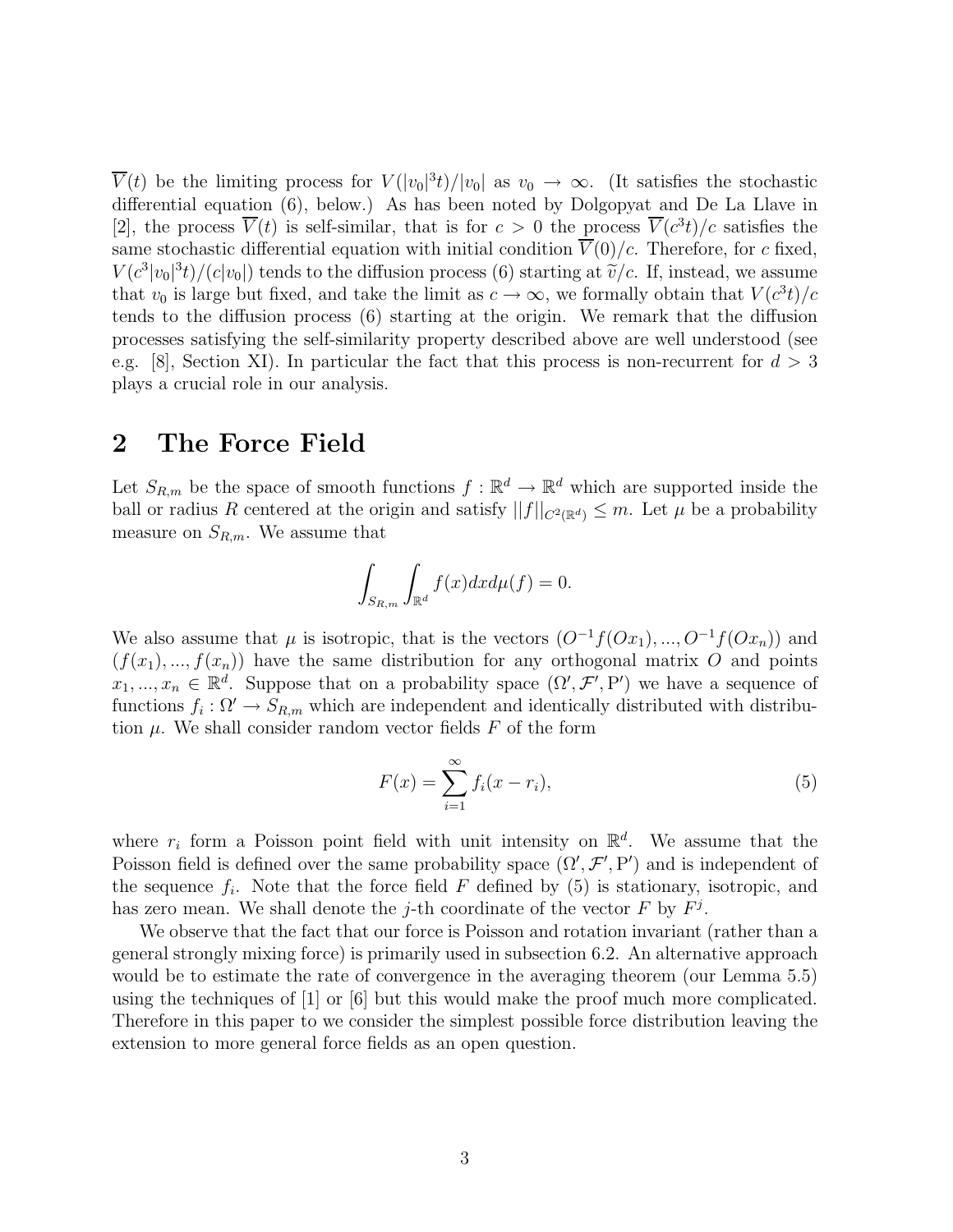$\overline{V}(t)$ be the limiting process for $V(|v_0|^3 t)/|v_0|$ as $v_0 \to \infty$. (It satisfies the stochastic differential equation (6), below.) As has been noted by Dolgopyat and De La Llave in [2], the process $\overline{V}(t)$ is self-similar, that is for $c > 0$ the process $\overline{V}(c^3 t)/c$ satisfies the same stochastic differential equation with initial condition $\overline{V}(0)/c$. Therefore, for $c$ fixed, $V(c^3|v_0|^3 t)/(c|v_0|)$ tends to the diffusion process (6) starting at $\widetilde{v}/c$. If, instead, we assume that $v_0$ is large but fixed, and take the limit as $c \to \infty$, we formally obtain that $V(c^3 t)/c$ tends to the diffusion process (6) starting at the origin. We remark that the diffusion processes satisfying the self-similarity property described above are well understood (see e.g. [8], Section XI). In particular the fact that this process is non-recurrent for $d > 3$ plays a crucial role in our analysis.

## 2 The Force Field

Let $S_{R,m}$ be the space of smooth functions $f : \mathbb{R}^d \to \mathbb{R}^d$ which are supported inside the ball or radius $R$ centered at the origin and satisfy $||f||_{C^2(\mathbb{R}^d)} \leq m$. Let $\mu$ be a probability measure on $S_{R,m}$. We assume that

$$\int_{S_{R,m}} \int_{\mathbb{R}^d} f(x) dx d\mu(f) = 0.$$

We also assume that $\mu$ is isotropic, that is the vectors $(O^{-1}f(Ox_1), ..., O^{-1}f(Ox_n))$ and $(f(x_1), ..., f(x_n))$ have the same distribution for any orthogonal matrix $O$ and points $x_1, ..., x_n \in \mathbb{R}^d$. Suppose that on a probability space $(\Omega', \mathcal{F}', \mathrm{P}')$ we have a sequence of functions $f_i : \Omega' \to S_{R,m}$ which are independent and identically distributed with distribution $\mu$. We shall consider random vector fields $F$ of the form

$$F(x) = \sum_{i=1}^{\infty} f_i(x - r_i), \tag{5}$$

where $r_i$ form a Poisson point field with unit intensity on $\mathbb{R}^d$. We assume that the Poisson field is defined over the same probability space $(\Omega', \mathcal{F}', \mathrm{P}')$ and is independent of the sequence $f_i$. Note that the force field $F$ defined by (5) is stationary, isotropic, and has zero mean. We shall denote the $j$-th coordinate of the vector $F$ by $F^j$.

We observe that the fact that our force is Poisson and rotation invariant (rather than a general strongly mixing force) is primarily used in subsection 6.2. An alternative approach would be to estimate the rate of convergence in the averaging theorem (our Lemma 5.5) using the techniques of [1] or [6] but this would make the proof much more complicated. Therefore in this paper to we consider the simplest possible force distribution leaving the extension to more general force fields as an open question.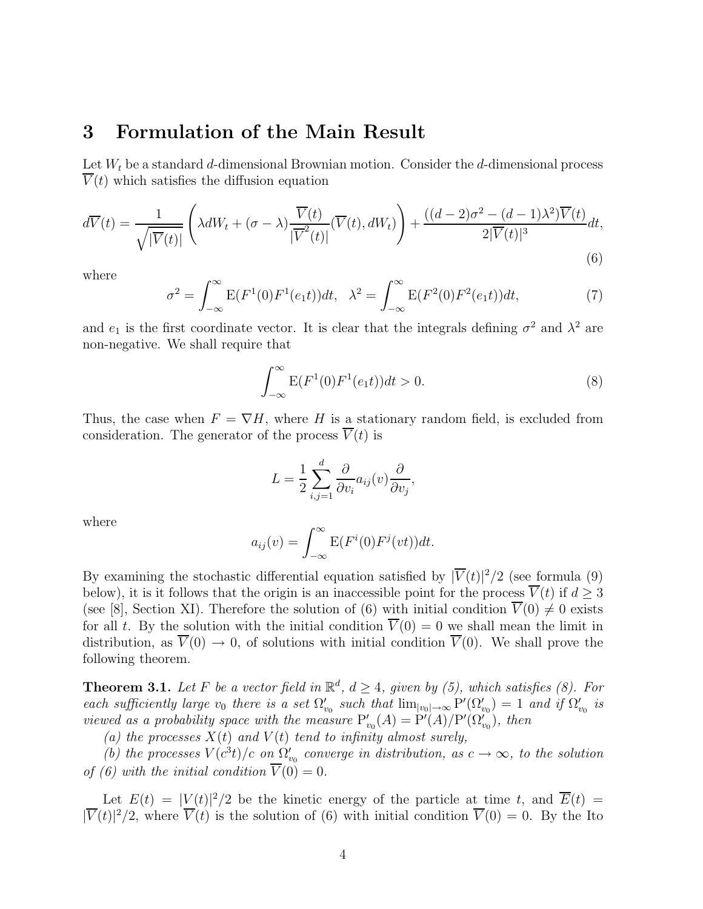## 3 Formulation of the Main Result

Let $W_t$ be a standard $d$-dimensional Brownian motion. Consider the $d$-dimensional process $\overline{V}(t)$ which satisfies the diffusion equation

$$d\overline{V}(t) = \frac{1}{\sqrt{|\overline{V}(t)|}}\left(\lambda dW_t + (\sigma - \lambda)\frac{\overline{V}(t)}{|\overline{V}^2(t)|}(\overline{V}(t), dW_t)\right) + \frac{((d-2)\sigma^2 - (d-1)\lambda^2)\overline{V}(t)}{2|\overline{V}(t)|^3}dt, \tag{6}$$

where

$$\sigma^2 = \int_{-\infty}^{\infty} \mathrm{E}(F^1(0)F^1(e_1 t))dt, \quad \lambda^2 = \int_{-\infty}^{\infty} \mathrm{E}(F^2(0)F^2(e_1 t))dt, \tag{7}$$

and $e_1$ is the first coordinate vector. It is clear that the integrals defining $\sigma^2$ and $\lambda^2$ are non-negative. We shall require that

$$\int_{-\infty}^{\infty} \mathrm{E}(F^1(0)F^1(e_1 t))dt > 0. \tag{8}$$

Thus, the case when $F = \nabla H$, where $H$ is a stationary random field, is excluded from consideration. The generator of the process $\overline{V}(t)$ is

$$L = \frac{1}{2}\sum_{i,j=1}^{d} \frac{\partial}{\partial v_i} a_{ij}(v) \frac{\partial}{\partial v_j},$$

where

$$a_{ij}(v) = \int_{-\infty}^{\infty} \mathrm{E}(F^i(0)F^j(vt))dt.$$

By examining the stochastic differential equation satisfied by $|\overline{V}(t)|^2/2$ (see formula (9) below), it is it follows that the origin is an inaccessible point for the process $\overline{V}(t)$ if $d \geq 3$ (see [8], Section XI). Therefore the solution of (6) with initial condition $\overline{V}(0) \neq 0$ exists for all $t$. By the solution with the initial condition $\overline{V}(0) = 0$ we shall mean the limit in distribution, as $\overline{V}(0) \to 0$, of solutions with initial condition $\overline{V}(0)$. We shall prove the following theorem.

**Theorem 3.1.** *Let $F$ be a vector field in $\mathbb{R}^d$, $d \geq 4$, given by (5), which satisfies (8). For each sufficiently large $v_0$ there is a set $\Omega'_{v_0}$ such that $\lim_{|v_0| \to \infty} \mathrm{P}'(\Omega'_{v_0}) = 1$ and if $\Omega'_{v_0}$ is viewed as a probability space with the measure $\mathrm{P}'_{v_0}(A) = \mathrm{P}'(A)/\mathrm{P}'(\Omega'_{v_0})$, then*

*(a) the processes $X(t)$ and $V(t)$ tend to infinity almost surely,*

*(b) the processes $V(c^3 t)/c$ on $\Omega'_{v_0}$ converge in distribution, as $c \to \infty$, to the solution of (6) with the initial condition $\overline{V}(0) = 0$.*

Let $E(t) = |V(t)|^2/2$ be the kinetic energy of the particle at time $t$, and $\overline{E}(t) = |\overline{V}(t)|^2/2$, where $\overline{V}(t)$ is the solution of (6) with initial condition $\overline{V}(0) = 0$. By the Ito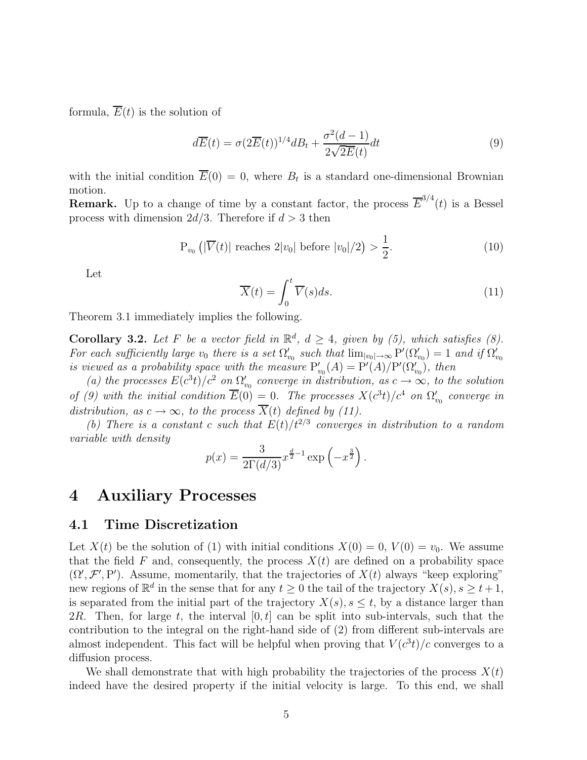formula, $\overline{E}(t)$ is the solution of

$$d\overline{E}(t) = \sigma(2\overline{E}(t))^{1/4}dB_t + \frac{\sigma^2(d-1)}{2\sqrt{2\overline{E}(t)}}dt \tag{9}$$

with the initial condition $\overline{E}(0) = 0$, where $B_t$ is a standard one-dimensional Brownian motion.

**Remark.** Up to a change of time by a constant factor, the process $\overline{E}^{3/4}(t)$ is a Bessel process with dimension $2d/3$. Therefore if $d > 3$ then

$$\mathrm{P}_{v_0}\left(|\overline{V}(t)| \text{ reaches } 2|v_0| \text{ before } |v_0|/2\right) > \frac{1}{2}. \tag{10}$$

Let

$$\overline{X}(t) = \int_0^t \overline{V}(s)ds. \tag{11}$$

Theorem 3.1 immediately implies the following.

**Corollary 3.2.** *Let $F$ be a vector field in $\mathbb{R}^d$, $d \geq 4$, given by (5), which satisfies (8). For each sufficiently large $v_0$ there is a set $\Omega'_{v_0}$ such that $\lim_{|v_0|\to\infty} \mathrm{P}'(\Omega'_{v_0}) = 1$ and if $\Omega'_{v_0}$ is viewed as a probability space with the measure $\mathrm{P}'_{v_0}(A) = \mathrm{P}'(A)/\mathrm{P}'(\Omega'_{v_0})$, then*

*(a) the processes $E(c^3t)/c^2$ on $\Omega'_{v_0}$ converge in distribution, as $c \to \infty$, to the solution of (9) with the initial condition $\overline{E}(0) = 0$. The processes $X(c^3t)/c^4$ on $\Omega'_{v_0}$ converge in distribution, as $c \to \infty$, to the process $\overline{X}(t)$ defined by (11).*

*(b) There is a constant $c$ such that $E(t)/t^{2/3}$ converges in distribution to a random variable with density*

$$p(x) = \frac{3}{2\Gamma(d/3)} x^{\frac{d}{2}-1} \exp\left(-x^{\frac{3}{2}}\right).$$

# 4 Auxiliary Processes

## 4.1 Time Discretization

Let $X(t)$ be the solution of (1) with initial conditions $X(0) = 0$, $V(0) = v_0$. We assume that the field $F$ and, consequently, the process $X(t)$ are defined on a probability space $(\Omega', \mathcal{F}', \mathrm{P}')$. Assume, momentarily, that the trajectories of $X(t)$ always "keep exploring" new regions of $\mathbb{R}^d$ in the sense that for any $t \geq 0$ the tail of the trajectory $X(s), s \geq t+1$, is separated from the initial part of the trajectory $X(s), s \leq t$, by a distance larger than $2R$. Then, for large $t$, the interval $[0, t]$ can be split into sub-intervals, such that the contribution to the integral on the right-hand side of (2) from different sub-intervals are almost independent. This fact will be helpful when proving that $V(c^3t)/c$ converges to a diffusion process.

We shall demonstrate that with high probability the trajectories of the process $X(t)$ indeed have the desired property if the initial velocity is large. To this end, we shall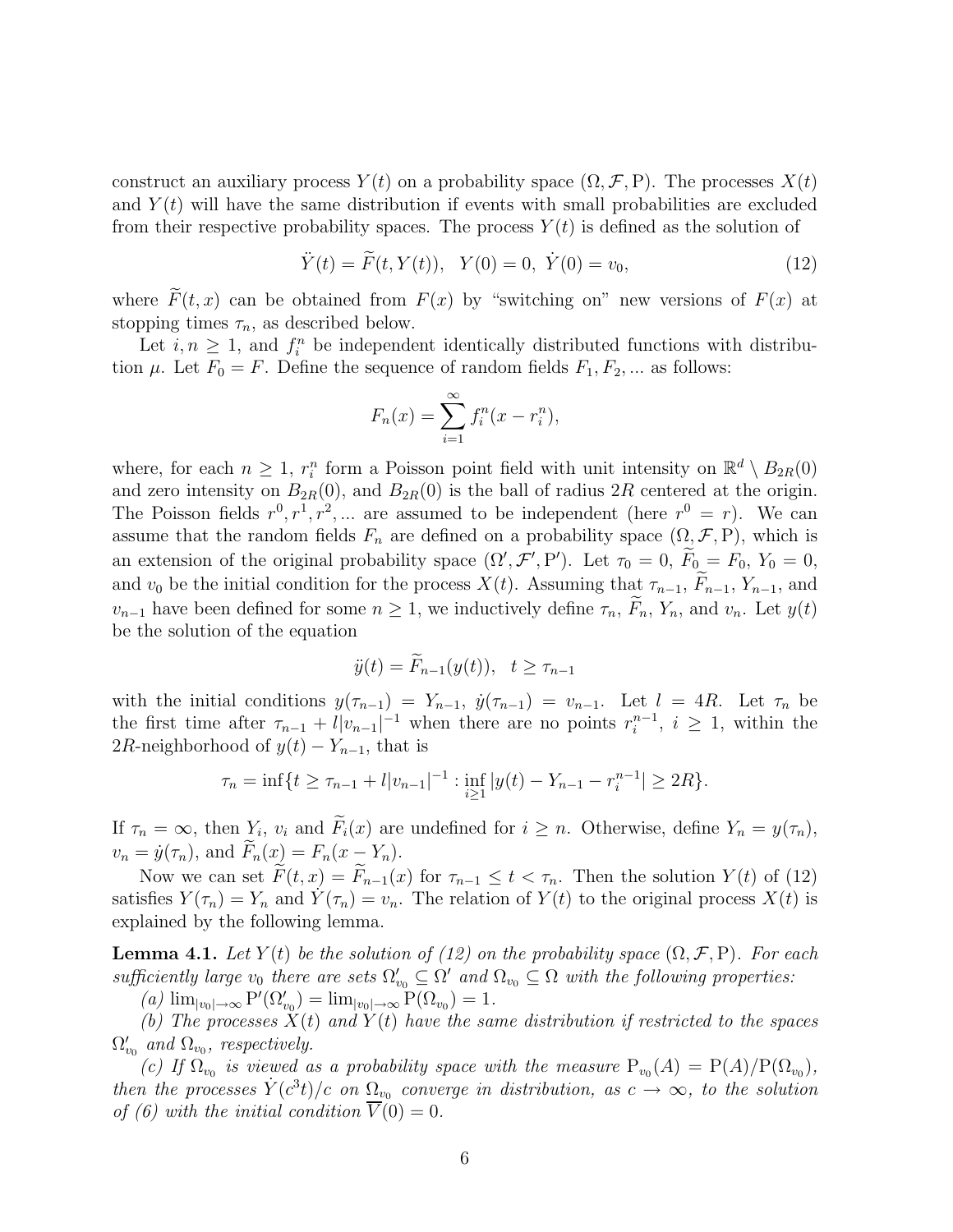construct an auxiliary process $Y(t)$ on a probability space $(\Omega, \mathcal{F}, \mathrm{P})$. The processes $X(t)$ and $Y(t)$ will have the same distribution if events with small probabilities are excluded from their respective probability spaces. The process $Y(t)$ is defined as the solution of

$$\ddot{Y}(t) = \widetilde{F}(t, Y(t)), \quad Y(0) = 0, \ \dot{Y}(0) = v_0, \tag{12}$$

where $\widetilde{F}(t,x)$ can be obtained from $F(x)$ by "switching on" new versions of $F(x)$ at stopping times $\tau_n$, as described below.

Let $i, n \geq 1$, and $f_i^n$ be independent identically distributed functions with distribution $\mu$. Let $F_0 = F$. Define the sequence of random fields $F_1, F_2, \ldots$ as follows:

$$F_n(x) = \sum_{i=1}^{\infty} f_i^n(x - r_i^n),$$

where, for each $n \geq 1$, $r_i^n$ form a Poisson point field with unit intensity on $\mathbb{R}^d \setminus B_{2R}(0)$ and zero intensity on $B_{2R}(0)$, and $B_{2R}(0)$ is the ball of radius $2R$ centered at the origin. The Poisson fields $r^0, r^1, r^2, \ldots$ are assumed to be independent (here $r^0 = r$). We can assume that the random fields $F_n$ are defined on a probability space $(\Omega, \mathcal{F}, \mathrm{P})$, which is an extension of the original probability space $(\Omega', \mathcal{F}', \mathrm{P}')$. Let $\tau_0 = 0$, $\widetilde{F}_0 = F_0$, $Y_0 = 0$, and $v_0$ be the initial condition for the process $X(t)$. Assuming that $\tau_{n-1}$, $\widetilde{F}_{n-1}$, $Y_{n-1}$, and $v_{n-1}$ have been defined for some $n \geq 1$, we inductively define $\tau_n$, $\widetilde{F}_n$, $Y_n$, and $v_n$. Let $y(t)$ be the solution of the equation

$$\ddot{y}(t) = \widetilde{F}_{n-1}(y(t)), \quad t \geq \tau_{n-1}$$

with the initial conditions $y(\tau_{n-1}) = Y_{n-1}$, $\dot{y}(\tau_{n-1}) = v_{n-1}$. Let $l = 4R$. Let $\tau_n$ be the first time after $\tau_{n-1} + l|v_{n-1}|^{-1}$ when there are no points $r_i^{n-1}$, $i \geq 1$, within the $2R$-neighborhood of $y(t) - Y_{n-1}$, that is

$$\tau_n = \inf\{t \geq \tau_{n-1} + l|v_{n-1}|^{-1} : \inf_{i \geq 1} |y(t) - Y_{n-1} - r_i^{n-1}| \geq 2R\}.$$

If $\tau_n = \infty$, then $Y_i$, $v_i$ and $\widetilde{F}_i(x)$ are undefined for $i \geq n$. Otherwise, define $Y_n = y(\tau_n)$, $v_n = \dot{y}(\tau_n)$, and $\widetilde{F}_n(x) = F_n(x - Y_n)$.

Now we can set $\widetilde{F}(t,x) = \widetilde{F}_{n-1}(x)$ for $\tau_{n-1} \leq t < \tau_n$. Then the solution $Y(t)$ of (12) satisfies $Y(\tau_n) = Y_n$ and $\dot{Y}(\tau_n) = v_n$. The relation of $Y(t)$ to the original process $X(t)$ is explained by the following lemma.

**Lemma 4.1.** *Let $Y(t)$ be the solution of (12) on the probability space $(\Omega, \mathcal{F}, \mathrm{P})$. For each sufficiently large $v_0$ there are sets $\Omega'_{v_0} \subseteq \Omega'$ and $\Omega_{v_0} \subseteq \Omega$ with the following properties:*

*(a) $\lim_{|v_0| \to \infty} \mathrm{P}'(\Omega'_{v_0}) = \lim_{|v_0| \to \infty} \mathrm{P}(\Omega_{v_0}) = 1$.*

*(b) The processes $X(t)$ and $Y(t)$ have the same distribution if restricted to the spaces $\Omega'_{v_0}$ and $\Omega_{v_0}$, respectively.*

*(c) If $\Omega_{v_0}$ is viewed as a probability space with the measure $\mathrm{P}_{v_0}(A) = \mathrm{P}(A)/\mathrm{P}(\Omega_{v_0})$, then the processes $\dot{Y}(c^3 t)/c$ on $\Omega_{v_0}$ converge in distribution, as $c \to \infty$, to the solution of (6) with the initial condition $\overline{V}(0) = 0$.*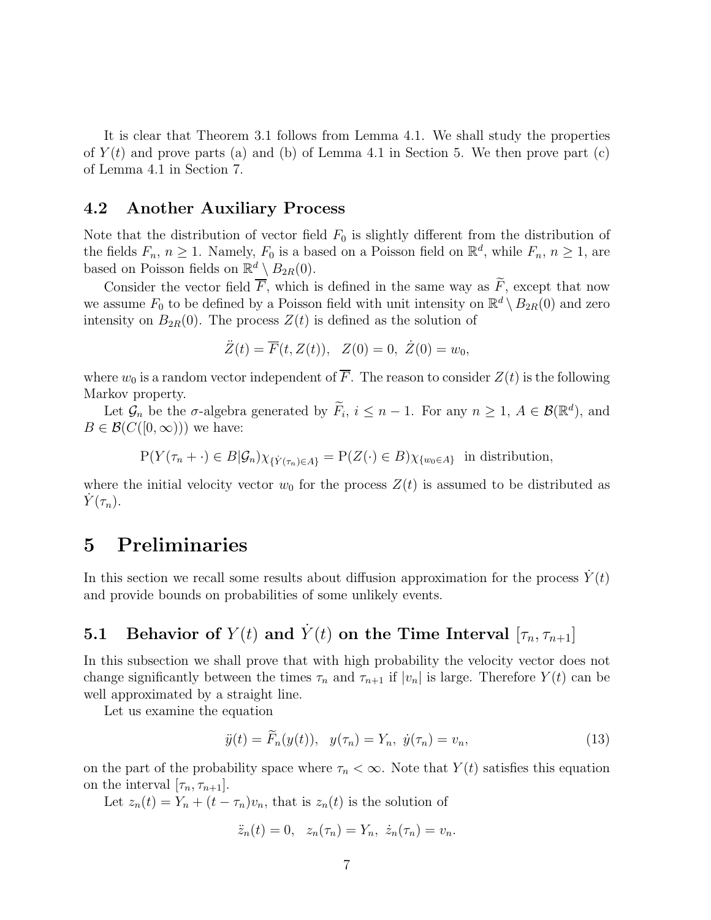It is clear that Theorem 3.1 follows from Lemma 4.1. We shall study the properties of $Y(t)$ and prove parts (a) and (b) of Lemma 4.1 in Section 5. We then prove part (c) of Lemma 4.1 in Section 7.

### 4.2 Another Auxiliary Process

Note that the distribution of vector field $F_0$ is slightly different from the distribution of the fields $F_n$, $n \geq 1$. Namely, $F_0$ is a based on a Poisson field on $\mathbb{R}^d$, while $F_n$, $n \geq 1$, are based on Poisson fields on $\mathbb{R}^d \setminus B_{2R}(0)$.

Consider the vector field $\overline{F}$, which is defined in the same way as $\widetilde{F}$, except that now we assume $F_0$ to be defined by a Poisson field with unit intensity on $\mathbb{R}^d \setminus B_{2R}(0)$ and zero intensity on $B_{2R}(0)$. The process $Z(t)$ is defined as the solution of

$$\ddot{Z}(t) = \overline{F}(t, Z(t)), \quad Z(0) = 0, \ \dot{Z}(0) = w_0,$$

where $w_0$ is a random vector independent of $\overline{F}$. The reason to consider $Z(t)$ is the following Markov property.

Let $\mathcal{G}_n$ be the $\sigma$-algebra generated by $\widetilde{F}_i$, $i \leq n-1$. For any $n \geq 1$, $A \in \mathcal{B}(\mathbb{R}^d)$, and $B \in \mathcal{B}(C([0,\infty)))$ we have:

$$\mathrm{P}(Y(\tau_n + \cdot) \in B | \mathcal{G}_n)\chi_{\{\dot{Y}(\tau_n) \in A\}} = \mathrm{P}(Z(\cdot) \in B)\chi_{\{w_0 \in A\}} \ \text{ in distribution,}$$

where the initial velocity vector $w_0$ for the process $Z(t)$ is assumed to be distributed as $\dot{Y}(\tau_n)$.

# 5 Preliminaries

In this section we recall some results about diffusion approximation for the process $\dot{Y}(t)$ and provide bounds on probabilities of some unlikely events.

### 5.1 Behavior of $Y(t)$ and $\dot{Y}(t)$ on the Time Interval $[\tau_n, \tau_{n+1}]$

In this subsection we shall prove that with high probability the velocity vector does not change significantly between the times $\tau_n$ and $\tau_{n+1}$ if $|v_n|$ is large. Therefore $Y(t)$ can be well approximated by a straight line.

Let us examine the equation

$$\ddot{y}(t) = \widetilde{F}_n(y(t)), \quad y(\tau_n) = Y_n, \ \dot{y}(\tau_n) = v_n, \tag{13}$$

on the part of the probability space where $\tau_n < \infty$. Note that $Y(t)$ satisfies this equation on the interval $[\tau_n, \tau_{n+1}]$.

Let $z_n(t) = Y_n + (t - \tau_n)v_n$, that is $z_n(t)$ is the solution of

$$\ddot{z}_n(t) = 0, \quad z_n(\tau_n) = Y_n, \ \dot{z}_n(\tau_n) = v_n.$$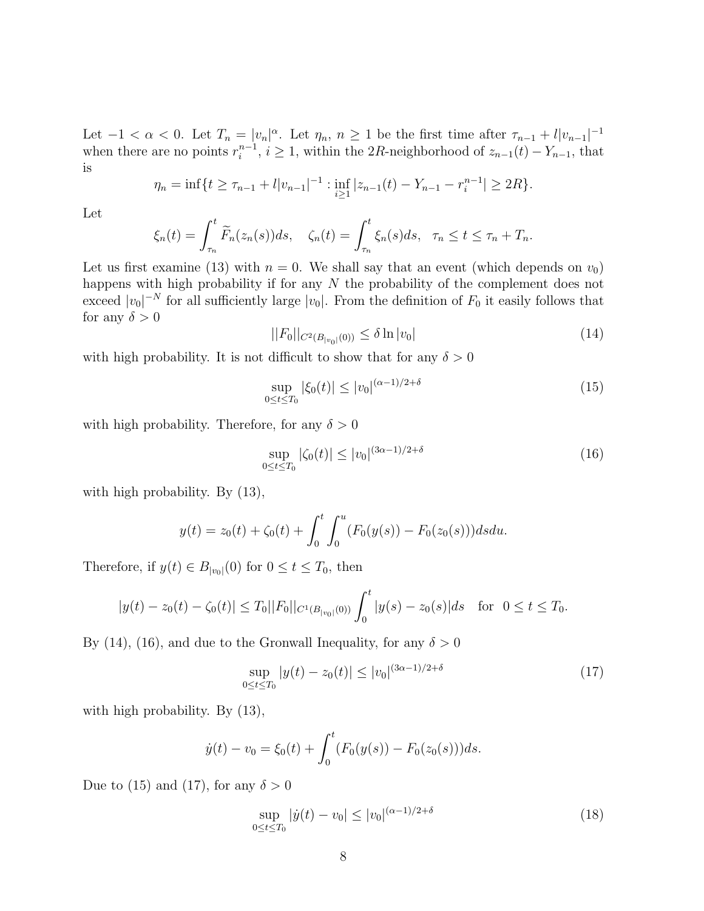Let $-1 < \alpha < 0$. Let $T_n = |v_n|^\alpha$. Let $\eta_n$, $n \geq 1$ be the first time after $\tau_{n-1} + l|v_{n-1}|^{-1}$ when there are no points $r_i^{n-1}$, $i \geq 1$, within the $2R$-neighborhood of $z_{n-1}(t) - Y_{n-1}$, that is

$$\eta_n = \inf\{t \geq \tau_{n-1} + l|v_{n-1}|^{-1} : \inf_{i \geq 1} |z_{n-1}(t) - Y_{n-1} - r_i^{n-1}| \geq 2R\}.$$

Let

$$\xi_n(t) = \int_{\tau_n}^t \widetilde{F}_n(z_n(s))ds, \quad \zeta_n(t) = \int_{\tau_n}^t \xi_n(s)ds, \quad \tau_n \leq t \leq \tau_n + T_n.$$

Let us first examine (13) with $n = 0$. We shall say that an event (which depends on $v_0$) happens with high probability if for any $N$ the probability of the complement does not exceed $|v_0|^{-N}$ for all sufficiently large $|v_0|$. From the definition of $F_0$ it easily follows that for any $\delta > 0$

$$||F_0||_{C^2(B_{|v_0|}(0))} \leq \delta \ln |v_0| \tag{14}$$

with high probability. It is not difficult to show that for any $\delta > 0$

$$\sup_{0 \leq t \leq T_0} |\xi_0(t)| \leq |v_0|^{(\alpha-1)/2+\delta} \tag{15}$$

with high probability. Therefore, for any $\delta > 0$

$$\sup_{0 \leq t \leq T_0} |\zeta_0(t)| \leq |v_0|^{(3\alpha-1)/2+\delta} \tag{16}$$

with high probability. By (13),

$$y(t) = z_0(t) + \zeta_0(t) + \int_0^t \int_0^u (F_0(y(s)) - F_0(z_0(s)))dsdu.$$

Therefore, if $y(t) \in B_{|v_0|}(0)$ for $0 \leq t \leq T_0$, then

$$|y(t) - z_0(t) - \zeta_0(t)| \leq T_0 ||F_0||_{C^1(B_{|v_0|}(0))} \int_0^t |y(s) - z_0(s)|ds \quad \text{for} \quad 0 \leq t \leq T_0.$$

By (14), (16), and due to the Gronwall Inequality, for any $\delta > 0$

$$\sup_{0 \leq t \leq T_0} |y(t) - z_0(t)| \leq |v_0|^{(3\alpha-1)/2+\delta} \tag{17}$$

with high probability. By (13),

$$\dot{y}(t) - v_0 = \xi_0(t) + \int_0^t (F_0(y(s)) - F_0(z_0(s)))ds.$$

Due to (15) and (17), for any $\delta > 0$

$$\sup_{0 \leq t \leq T_0} |\dot{y}(t) - v_0| \leq |v_0|^{(\alpha-1)/2+\delta} \tag{18}$$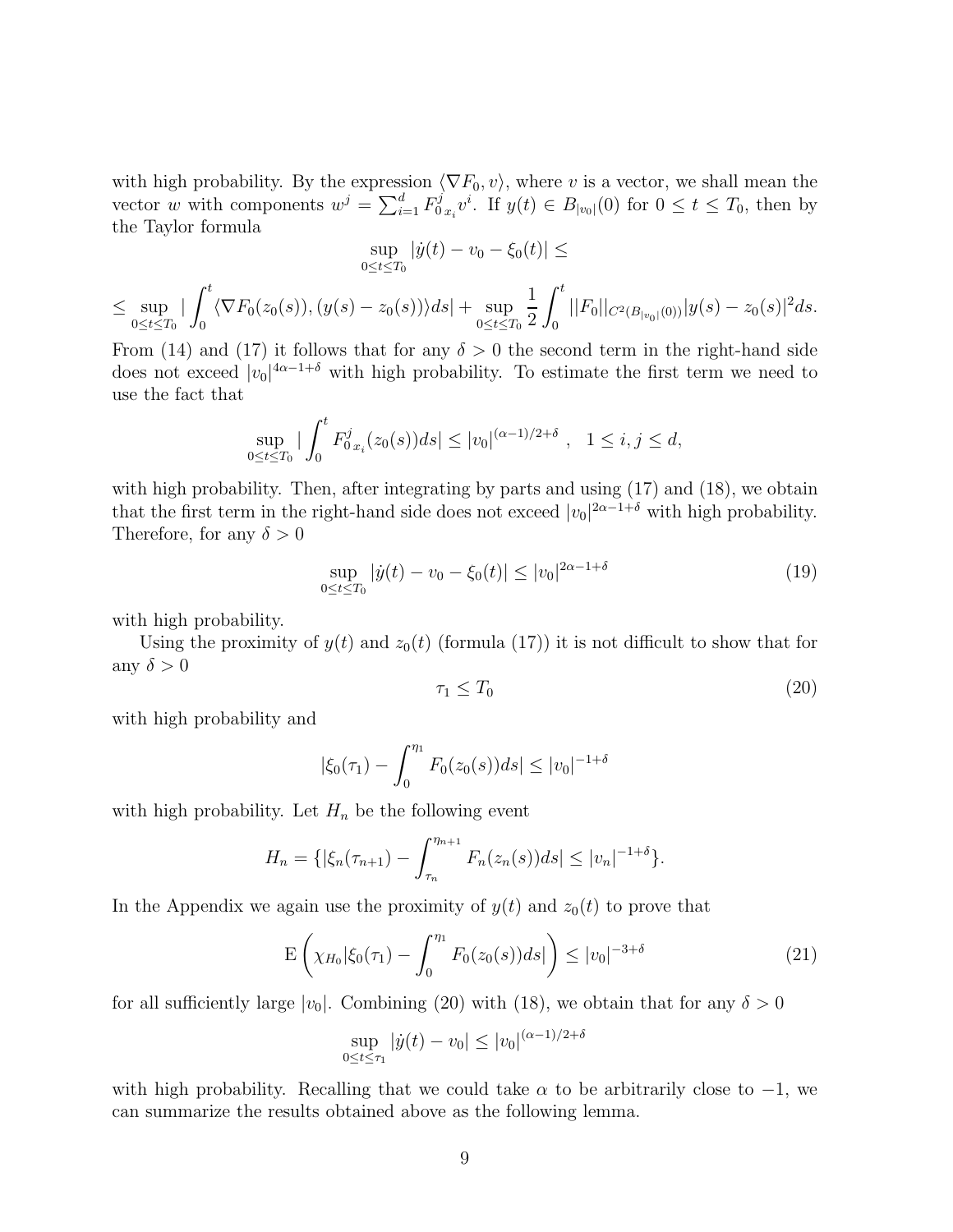with high probability. By the expression $\langle \nabla F_0, v\rangle$, where $v$ is a vector, we shall mean the vector $w$ with components $w^j = \sum_{i=1}^d F^j_{0\,x_i} v^i$. If $y(t) \in B_{|v_0|}(0)$ for $0 \leq t \leq T_0$, then by the Taylor formula

$$\sup_{0\leq t \leq T_0} |\dot{y}(t) - v_0 - \xi_0(t)| \leq$$

$$\leq \sup_{0\leq t\leq T_0} |\int_0^t \langle \nabla F_0(z_0(s)), (y(s) - z_0(s))\rangle ds| + \sup_{0\leq t \leq T_0} \frac{1}{2}\int_0^t ||F_0||_{C^2(B_{|v_0|}(0))} |y(s) - z_0(s)|^2 ds.$$

From (14) and (17) it follows that for any $\delta > 0$ the second term in the right-hand side does not exceed $|v_0|^{4\alpha - 1 + \delta}$ with high probability. To estimate the first term we need to use the fact that

$$\sup_{0\leq t\leq T_0} |\int_0^t F^j_{0\,x_i}(z_0(s))ds| \leq |v_0|^{(\alpha-1)/2+\delta}\ , \quad 1 \leq i, j \leq d,$$

with high probability. Then, after integrating by parts and using (17) and (18), we obtain that the first term in the right-hand side does not exceed $|v_0|^{2\alpha - 1 + \delta}$ with high probability. Therefore, for any $\delta > 0$

$$\sup_{0\leq t\leq T_0} |\dot{y}(t) - v_0 - \xi_0(t)| \leq |v_0|^{2\alpha - 1 + \delta} \tag{19}$$

with high probability.

Using the proximity of $y(t)$ and $z_0(t)$ (formula (17)) it is not difficult to show that for any $\delta > 0$

$$\tau_1 \leq T_0 \tag{20}$$

with high probability and

$$|\xi_0(\tau_1) - \int_0^{\eta_1} F_0(z_0(s))ds| \leq |v_0|^{-1+\delta}$$

with high probability. Let $H_n$ be the following event

$$H_n = \{|\xi_n(\tau_{n+1}) - \int_{\tau_n}^{\eta_{n+1}} F_n(z_n(s))ds| \leq |v_n|^{-1+\delta}\}.$$

In the Appendix we again use the proximity of $y(t)$ and $z_0(t)$ to prove that

$$\mathrm{E}\left(\chi_{H_0}|\xi_0(\tau_1) - \int_0^{\eta_1} F_0(z_0(s))ds|\right) \leq |v_0|^{-3+\delta} \tag{21}$$

for all sufficiently large $|v_0|$. Combining (20) with (18), we obtain that for any $\delta > 0$

$$\sup_{0\leq t\leq \tau_1} |\dot{y}(t) - v_0| \leq |v_0|^{(\alpha-1)/2+\delta}$$

with high probability. Recalling that we could take $\alpha$ to be arbitrarily close to $-1$, we can summarize the results obtained above as the following lemma.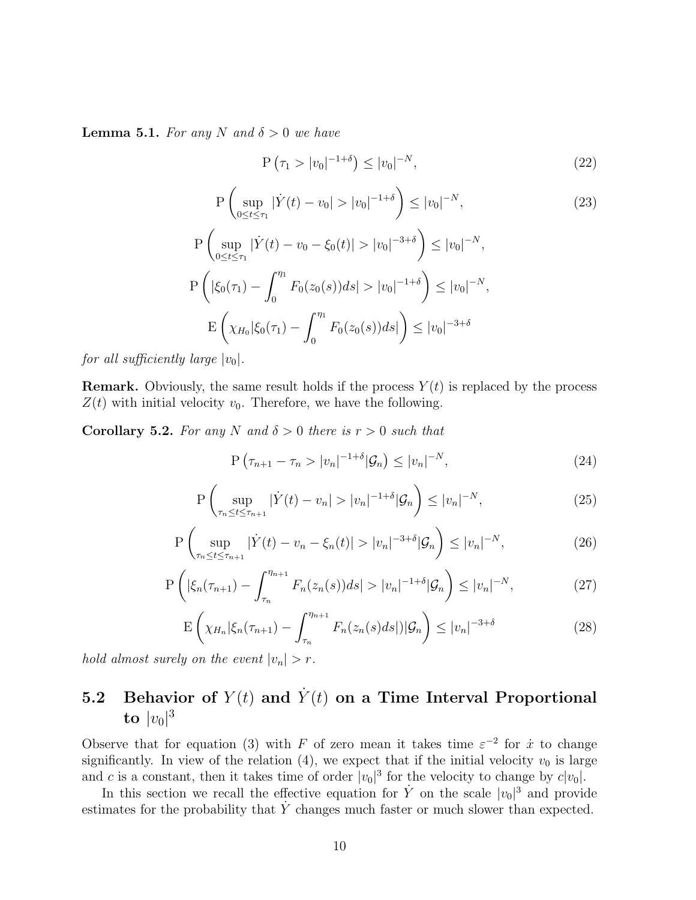**Lemma 5.1.** *For any $N$ and $\delta > 0$ we have*

$$\mathrm{P}\left(\tau_1 > |v_0|^{-1+\delta}\right) \leq |v_0|^{-N}, \tag{22}$$

$$\mathrm{P}\left(\sup_{0 \leq t \leq \tau_1} |\dot{Y}(t) - v_0| > |v_0|^{-1+\delta}\right) \leq |v_0|^{-N}, \tag{23}$$

$$\mathrm{P}\left(\sup_{0 \leq t \leq \tau_1} |\dot{Y}(t) - v_0 - \xi_0(t)| > |v_0|^{-3+\delta}\right) \leq |v_0|^{-N},$$

$$\mathrm{P}\left(|\xi_0(\tau_1) - \int_0^{\eta_1} F_0(z_0(s))ds| > |v_0|^{-1+\delta}\right) \leq |v_0|^{-N},$$

$$\mathrm{E}\left(\chi_{H_0}|\xi_0(\tau_1) - \int_0^{\eta_1} F_0(z_0(s))ds|\right) \leq |v_0|^{-3+\delta}$$

*for all sufficiently large $|v_0|$.*

**Remark.** Obviously, the same result holds if the process $Y(t)$ is replaced by the process $Z(t)$ with initial velocity $v_0$. Therefore, we have the following.

**Corollary 5.2.** *For any $N$ and $\delta > 0$ there is $r > 0$ such that*

$$\mathrm{P}\left(\tau_{n+1} - \tau_n > |v_n|^{-1+\delta}|\mathcal{G}_n\right) \leq |v_n|^{-N}, \tag{24}$$

$$\mathrm{P}\left(\sup_{\tau_n \leq t \leq \tau_{n+1}} |\dot{Y}(t) - v_n| > |v_n|^{-1+\delta}|\mathcal{G}_n\right) \leq |v_n|^{-N}, \tag{25}$$

$$\mathrm{P}\left(\sup_{\tau_n \leq t \leq \tau_{n+1}} |\dot{Y}(t) - v_n - \xi_n(t)| > |v_n|^{-3+\delta}|\mathcal{G}_n\right) \leq |v_n|^{-N}, \tag{26}$$

$$\mathrm{P}\left(|\xi_n(\tau_{n+1}) - \int_{\tau_n}^{\eta_{n+1}} F_n(z_n(s))ds| > |v_n|^{-1+\delta}|\mathcal{G}_n\right) \leq |v_n|^{-N}, \tag{27}$$

$$\mathrm{E}\left(\chi_{H_n}|\xi_n(\tau_{n+1}) - \int_{\tau_n}^{\eta_{n+1}} F_n(z_n(s)ds|)|\mathcal{G}_n\right) \leq |v_n|^{-3+\delta} \tag{28}$$

*hold almost surely on the event $|v_n| > r$.*

## 5.2 Behavior of $Y(t)$ and $\dot{Y}(t)$ on a Time Interval Proportional to $|v_0|^3$

Observe that for equation (3) with $F$ of zero mean it takes time $\varepsilon^{-2}$ for $\dot{x}$ to change significantly. In view of the relation (4), we expect that if the initial velocity $v_0$ is large and $c$ is a constant, then it takes time of order $|v_0|^3$ for the velocity to change by $c|v_0|$.

In this section we recall the effective equation for $\dot{Y}$ on the scale $|v_0|^3$ and provide estimates for the probability that $\dot{Y}$ changes much faster or much slower than expected.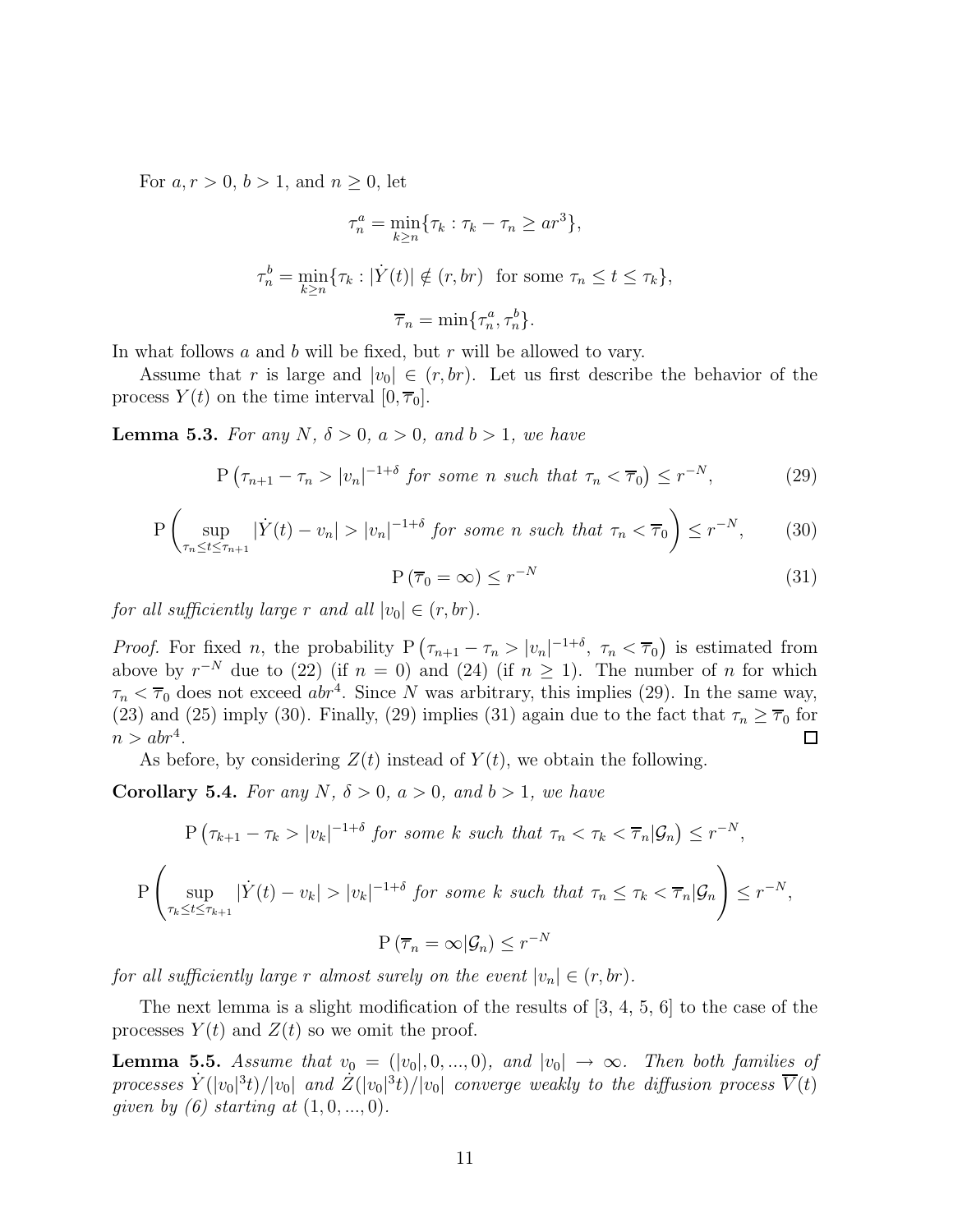For $a, r > 0$, $b > 1$, and $n \geq 0$, let

$$\tau_n^a = \min_{k \geq n} \{\tau_k : \tau_k - \tau_n \geq ar^3\},$$

$$\tau_n^b = \min_{k \geq n} \{\tau_k : |\dot{Y}(t)| \notin (r, br) \text{ for some } \tau_n \leq t \leq \tau_k\},$$

$$\overline{\tau}_n = \min\{\tau_n^a, \tau_n^b\}.$$

In what follows $a$ and $b$ will be fixed, but $r$ will be allowed to vary.

Assume that $r$ is large and $|v_0| \in (r, br)$. Let us first describe the behavior of the process $Y(t)$ on the time interval $[0, \overline{\tau}_0]$.

**Lemma 5.3.** *For any $N$, $\delta > 0$, $a > 0$, and $b > 1$, we have*

$$\mathrm{P}\left(\tau_{n+1} - \tau_n > |v_n|^{-1+\delta} \text{ for some } n \text{ such that } \tau_n < \overline{\tau}_0\right) \leq r^{-N}, \tag{29}$$

$$\mathrm{P}\left(\sup_{\tau_n \leq t \leq \tau_{n+1}} |\dot{Y}(t) - v_n| > |v_n|^{-1+\delta} \text{ for some } n \text{ such that } \tau_n < \overline{\tau}_0\right) \leq r^{-N}, \tag{30}$$

$$\mathrm{P}\left(\overline{\tau}_0 = \infty\right) \leq r^{-N} \tag{31}$$

*for all sufficiently large $r$ and all $|v_0| \in (r, br)$.*

*Proof.* For fixed $n$, the probability $\mathrm{P}\left(\tau_{n+1} - \tau_n > |v_n|^{-1+\delta},\ \tau_n < \overline{\tau}_0\right)$ is estimated from above by $r^{-N}$ due to (22) (if $n = 0$) and (24) (if $n \geq 1$). The number of $n$ for which $\tau_n < \overline{\tau}_0$ does not exceed $abr^4$. Since $N$ was arbitrary, this implies (29). In the same way, (23) and (25) imply (30). Finally, (29) implies (31) again due to the fact that $\tau_n \geq \overline{\tau}_0$ for $n > abr^4$. □

As before, by considering $Z(t)$ instead of $Y(t)$, we obtain the following.

**Corollary 5.4.** *For any $N$, $\delta > 0$, $a > 0$, and $b > 1$, we have*

$$\mathrm{P}\left(\tau_{k+1} - \tau_k > |v_k|^{-1+\delta} \text{ for some } k \text{ such that } \tau_n < \tau_k < \overline{\tau}_n | \mathcal{G}_n\right) \leq r^{-N},$$

$$\mathrm{P}\left(\sup_{\tau_k \leq t \leq \tau_{k+1}} |\dot{Y}(t) - v_k| > |v_k|^{-1+\delta} \text{ for some } k \text{ such that } \tau_n \leq \tau_k < \overline{\tau}_n | \mathcal{G}_n\right) \leq r^{-N},$$

$$\mathrm{P}\left(\overline{\tau}_n = \infty | \mathcal{G}_n\right) \leq r^{-N}$$

*for all sufficiently large $r$ almost surely on the event $|v_n| \in (r, br)$.*

The next lemma is a slight modification of the results of [3, 4, 5, 6] to the case of the processes $Y(t)$ and $Z(t)$ so we omit the proof.

**Lemma 5.5.** *Assume that $v_0 = (|v_0|, 0, ..., 0)$, and $|v_0| \to \infty$. Then both families of processes $\dot{Y}(|v_0|^3 t)/|v_0|$ and $\dot{Z}(|v_0|^3 t)/|v_0|$ converge weakly to the diffusion process $\overline{V}(t)$ given by (6) starting at $(1, 0, ..., 0)$.*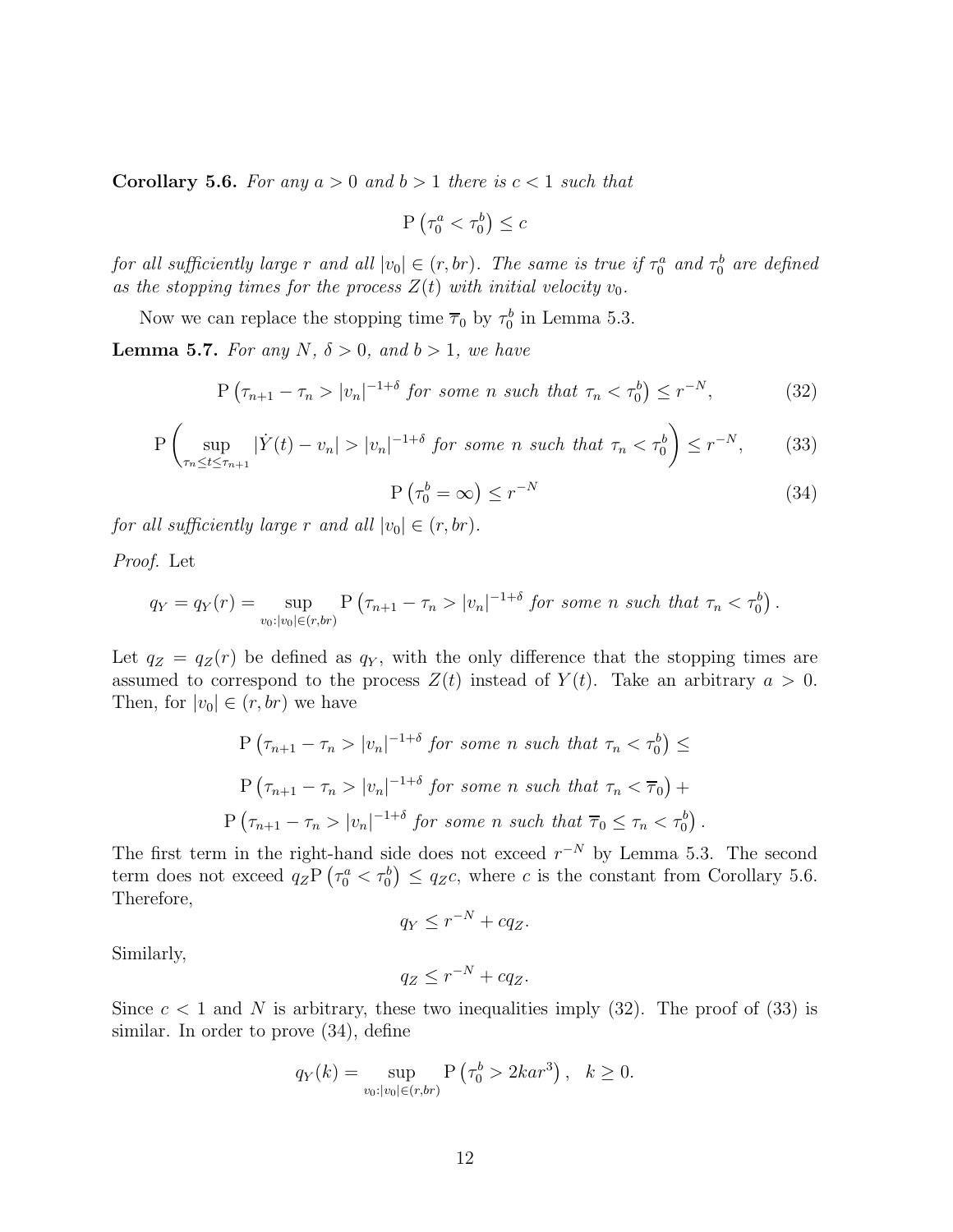**Corollary 5.6.** *For any $a > 0$ and $b > 1$ there is $c < 1$ such that*

$$\mathrm{P}\left(\tau_0^a < \tau_0^b\right) \le c$$

*for all sufficiently large $r$ and all $|v_0| \in (r, br)$. The same is true if $\tau_0^a$ and $\tau_0^b$ are defined as the stopping times for the process $Z(t)$ with initial velocity $v_0$.*

Now we can replace the stopping time $\overline{\tau}_0$ by $\tau_0^b$ in Lemma 5.3.

**Lemma 5.7.** *For any $N$, $\delta > 0$, and $b > 1$, we have*

$$\mathrm{P}\left(\tau_{n+1} - \tau_n > |v_n|^{-1+\delta} \text{ for some } n \text{ such that } \tau_n < \tau_0^b\right) \le r^{-N}, \tag{32}$$

$$\mathrm{P}\left(\sup_{\tau_n \le t \le \tau_{n+1}} |\dot{Y}(t) - v_n| > |v_n|^{-1+\delta} \text{ for some } n \text{ such that } \tau_n < \tau_0^b\right) \le r^{-N}, \tag{33}$$

$$\mathrm{P}\left(\tau_0^b = \infty\right) \le r^{-N} \tag{34}$$

*for all sufficiently large $r$ and all $|v_0| \in (r, br)$.*

*Proof.* Let

$$q_Y = q_Y(r) = \sup_{v_0 : |v_0| \in (r, br)} \mathrm{P}\left(\tau_{n+1} - \tau_n > |v_n|^{-1+\delta} \text{ for some } n \text{ such that } \tau_n < \tau_0^b\right).$$

Let $q_Z = q_Z(r)$ be defined as $q_Y$, with the only difference that the stopping times are assumed to correspond to the process $Z(t)$ instead of $Y(t)$. Take an arbitrary $a > 0$. Then, for $|v_0| \in (r, br)$ we have

$$\mathrm{P}\left(\tau_{n+1} - \tau_n > |v_n|^{-1+\delta} \text{ for some } n \text{ such that } \tau_n < \tau_0^b\right) \le$$

$$\mathrm{P}\left(\tau_{n+1} - \tau_n > |v_n|^{-1+\delta} \text{ for some } n \text{ such that } \tau_n < \overline{\tau}_0\right) +$$

$$\mathrm{P}\left(\tau_{n+1} - \tau_n > |v_n|^{-1+\delta} \text{ for some } n \text{ such that } \overline{\tau}_0 \le \tau_n < \tau_0^b\right).$$

The first term in the right-hand side does not exceed $r^{-N}$ by Lemma 5.3. The second term does not exceed $q_Z \mathrm{P}\left(\tau_0^a < \tau_0^b\right) \le q_Z c$, where $c$ is the constant from Corollary 5.6. Therefore,

$$q_Y \le r^{-N} + c q_Z.$$

Similarly,

$$q_Z \le r^{-N} + c q_Z.$$

Since $c < 1$ and $N$ is arbitrary, these two inequalities imply (32). The proof of (33) is similar. In order to prove (34), define

$$q_Y(k) = \sup_{v_0 : |v_0| \in (r, br)} \mathrm{P}\left(\tau_0^b > 2kar^3\right), \quad k \ge 0.$$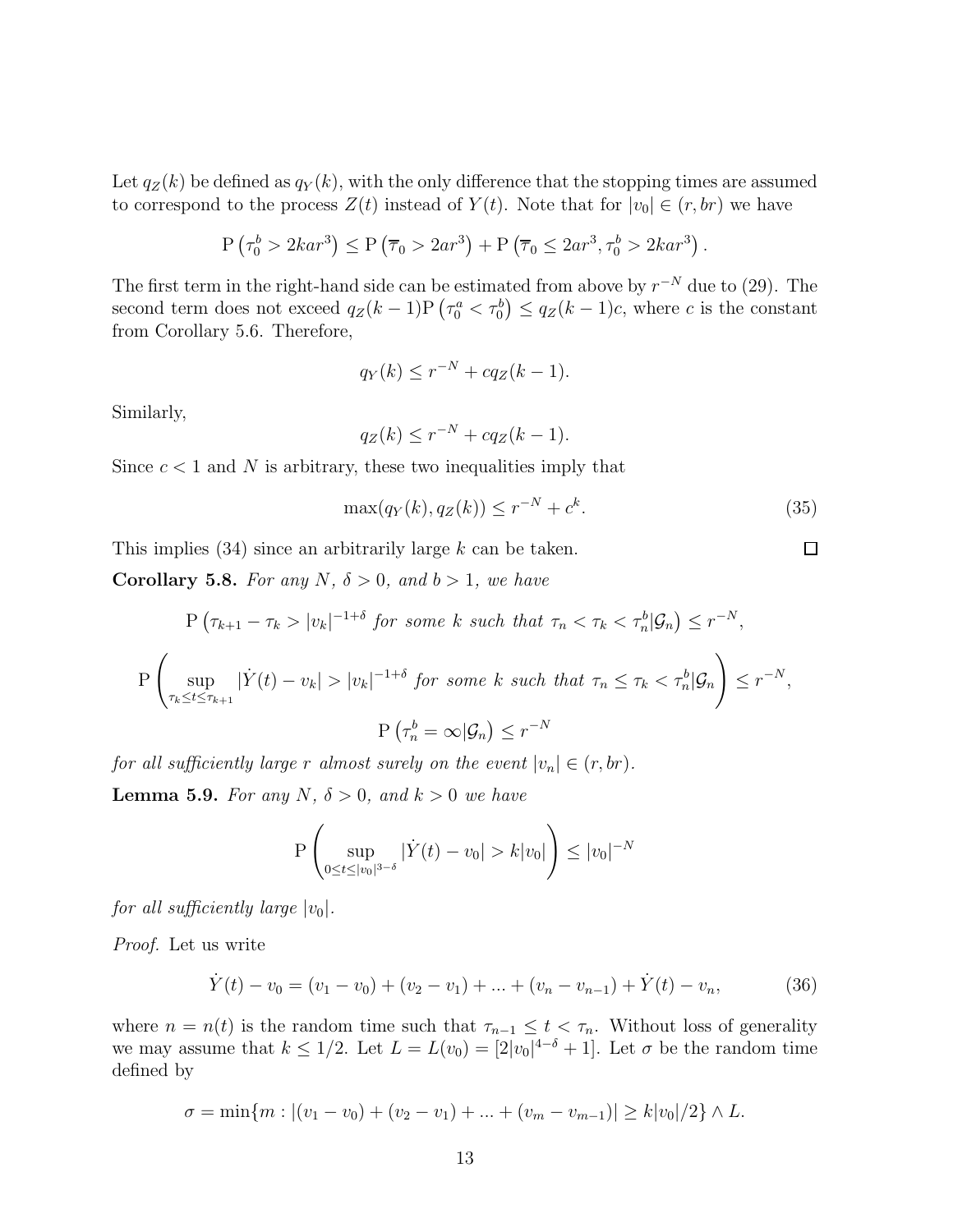Let $q_Z(k)$ be defined as $q_Y(k)$, with the only difference that the stopping times are assumed to correspond to the process $Z(t)$ instead of $Y(t)$. Note that for $|v_0| \in (r, br)$ we have

$$\mathrm{P}\left(\tau_0^b > 2kar^3\right) \leq \mathrm{P}\left(\overline{\tau}_0 > 2ar^3\right) + \mathrm{P}\left(\overline{\tau}_0 \leq 2ar^3, \tau_0^b > 2kar^3\right).$$

The first term in the right-hand side can be estimated from above by $r^{-N}$ due to (29). The second term does not exceed $q_Z(k-1)\mathrm{P}\left(\tau_0^a < \tau_0^b\right) \leq q_Z(k-1)c$, where $c$ is the constant from Corollary 5.6. Therefore,

$$q_Y(k) \leq r^{-N} + cq_Z(k-1).$$

Similarly,

$$q_Z(k) \leq r^{-N} + cq_Z(k-1).$$

Since $c < 1$ and $N$ is arbitrary, these two inequalities imply that

$$\max(q_Y(k), q_Z(k)) \leq r^{-N} + c^k. \tag{35}$$

This implies (34) since an arbitrarily large $k$ can be taken. □

**Corollary 5.8.** *For any $N$, $\delta > 0$, and $b > 1$, we have*

$$\mathrm{P}\left(\tau_{k+1} - \tau_k > |v_k|^{-1+\delta} \text{ for some } k \text{ such that } \tau_n < \tau_k < \tau_n^b | \mathcal{G}_n\right) \leq r^{-N},$$

$$\mathrm{P}\left(\sup_{\tau_k \leq t \leq \tau_{k+1}} |\dot{Y}(t) - v_k| > |v_k|^{-1+\delta} \text{ for some } k \text{ such that } \tau_n \leq \tau_k < \tau_n^b | \mathcal{G}_n\right) \leq r^{-N},$$

$$\mathrm{P}\left(\tau_n^b = \infty | \mathcal{G}_n\right) \leq r^{-N}$$

*for all sufficiently large $r$ almost surely on the event $|v_n| \in (r, br)$.*

**Lemma 5.9.** *For any $N$, $\delta > 0$, and $k > 0$ we have*

$$\mathrm{P}\left(\sup_{0 \leq t \leq |v_0|^{3-\delta}} |\dot{Y}(t) - v_0| > k|v_0|\right) \leq |v_0|^{-N}$$

*for all sufficiently large $|v_0|$.*

*Proof.* Let us write

$$\dot{Y}(t) - v_0 = (v_1 - v_0) + (v_2 - v_1) + ... + (v_n - v_{n-1}) + \dot{Y}(t) - v_n, \tag{36}$$

where $n = n(t)$ is the random time such that $\tau_{n-1} \leq t < \tau_n$. Without loss of generality we may assume that $k \leq 1/2$. Let $L = L(v_0) = [2|v_0|^{4-\delta} + 1]$. Let $\sigma$ be the random time defined by

$$\sigma = \min\{m : |(v_1 - v_0) + (v_2 - v_1) + ... + (v_m - v_{m-1})| \geq k|v_0|/2\} \wedge L.$$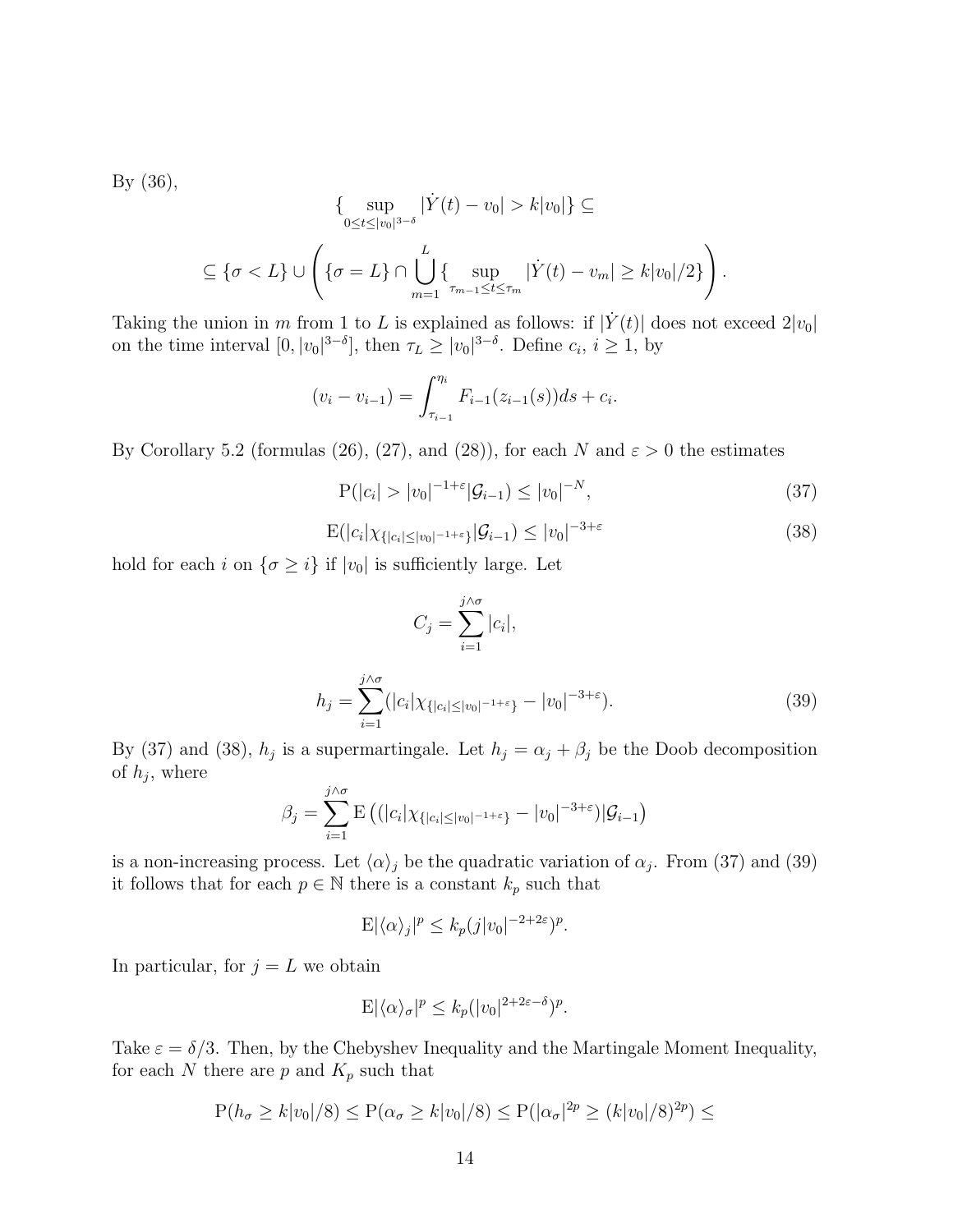By (36),

$$\{\sup_{0\leq t\leq |v_0|^{3-\delta}} |\dot{Y}(t)-v_0| > k|v_0|\} \subseteq$$

$$\subseteq \{\sigma < L\} \cup \left( \{\sigma = L\} \cap \bigcup_{m=1}^{L} \{\sup_{\tau_{m-1}\leq t\leq \tau_m} |\dot{Y}(t)-v_m| \geq k|v_0|/2\} \right).$$

Taking the union in $m$ from 1 to $L$ is explained as follows: if $|\dot{Y}(t)|$ does not exceed $2|v_0|$ on the time interval $[0, |v_0|^{3-\delta}]$, then $\tau_L \geq |v_0|^{3-\delta}$. Define $c_i$, $i \geq 1$, by

$$(v_i - v_{i-1}) = \int_{\tau_{i-1}}^{\eta_i} F_{i-1}(z_{i-1}(s))ds + c_i.$$

By Corollary 5.2 (formulas (26), (27), and (28)), for each $N$ and $\varepsilon > 0$ the estimates

$$\mathrm{P}(|c_i| > |v_0|^{-1+\varepsilon}|\mathcal{G}_{i-1}) \leq |v_0|^{-N}, \tag{37}$$

$$\mathrm{E}(|c_i|\chi_{\{|c_i|\leq |v_0|^{-1+\varepsilon}\}}|\mathcal{G}_{i-1}) \leq |v_0|^{-3+\varepsilon} \tag{38}$$

hold for each $i$ on $\{\sigma \geq i\}$ if $|v_0|$ is sufficiently large. Let

$$C_j = \sum_{i=1}^{j\wedge\sigma} |c_i|,$$

$$h_j = \sum_{i=1}^{j\wedge\sigma} (|c_i|\chi_{\{|c_i|\leq |v_0|^{-1+\varepsilon}\}} - |v_0|^{-3+\varepsilon}). \tag{39}$$

By (37) and (38), $h_j$ is a supermartingale. Let $h_j = \alpha_j + \beta_j$ be the Doob decomposition of $h_j$, where

$$\beta_j = \sum_{i=1}^{j\wedge\sigma} \mathrm{E}\left((|c_i|\chi_{\{|c_i|\leq |v_0|^{-1+\varepsilon}\}} - |v_0|^{-3+\varepsilon})|\mathcal{G}_{i-1}\right)$$

is a non-increasing process. Let $\langle\alpha\rangle_j$ be the quadratic variation of $\alpha_j$. From (37) and (39) it follows that for each $p \in \mathbb{N}$ there is a constant $k_p$ such that

$$\mathrm{E}|\langle\alpha\rangle_j|^p \leq k_p(j|v_0|^{-2+2\varepsilon})^p.$$

In particular, for $j = L$ we obtain

$$\mathrm{E}|\langle\alpha\rangle_\sigma|^p \leq k_p(|v_0|^{2+2\varepsilon-\delta})^p.$$

Take $\varepsilon = \delta/3$. Then, by the Chebyshev Inequality and the Martingale Moment Inequality, for each $N$ there are $p$ and $K_p$ such that

$$\mathrm{P}(h_\sigma \geq k|v_0|/8) \leq \mathrm{P}(\alpha_\sigma \geq k|v_0|/8) \leq \mathrm{P}(|\alpha_\sigma|^{2p} \geq (k|v_0|/8)^{2p}) \leq$$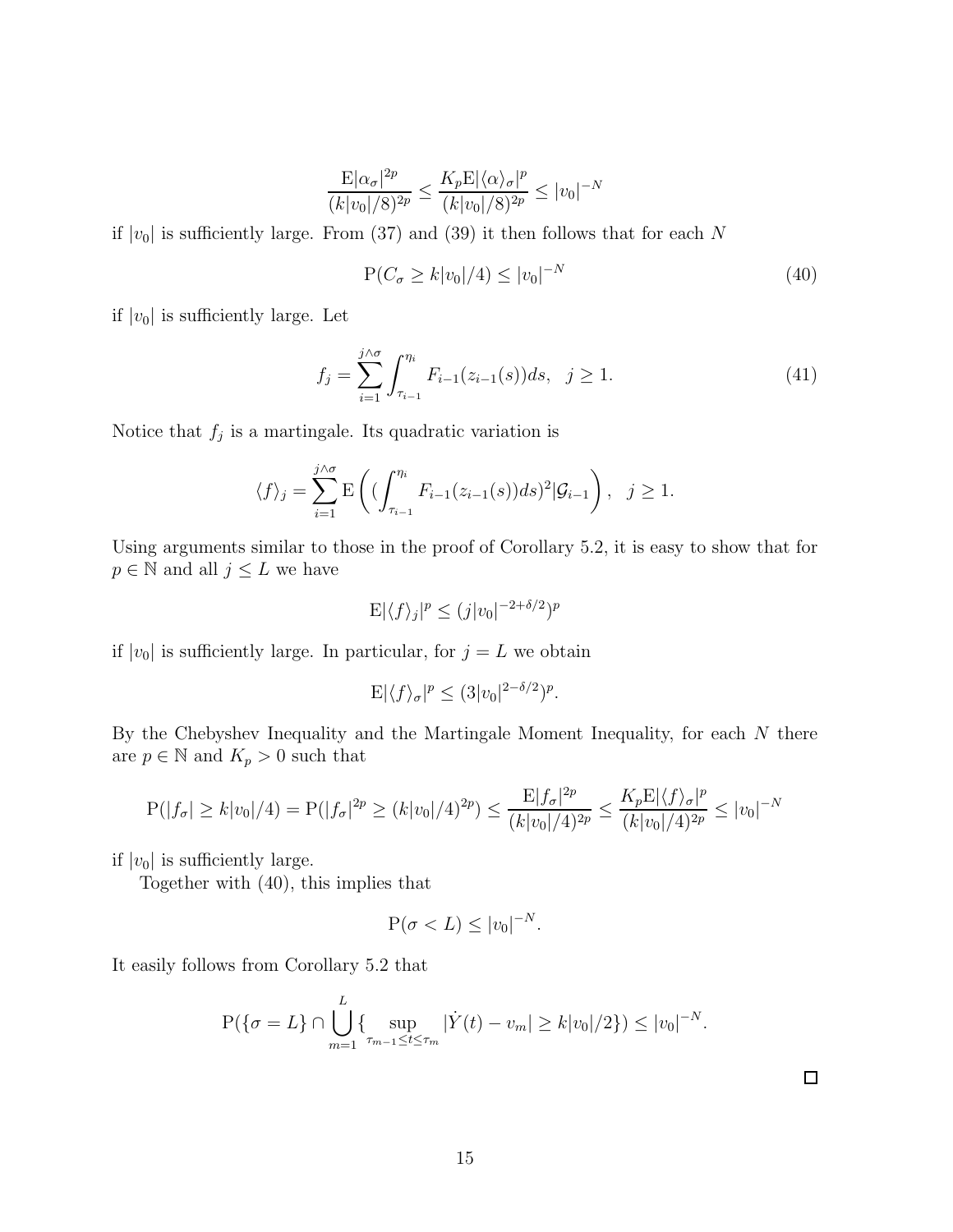$$\frac{\mathrm{E}|\alpha_\sigma|^{2p}}{(k|v_0|/8)^{2p}} \leq \frac{K_p \mathrm{E}|\langle \alpha \rangle_\sigma|^p}{(k|v_0|/8)^{2p}} \leq |v_0|^{-N}$$

if $|v_0|$ is sufficiently large. From (37) and (39) it then follows that for each $N$

$$\mathrm{P}(C_\sigma \geq k|v_0|/4) \leq |v_0|^{-N} \tag{40}$$

if $|v_0|$ is sufficiently large. Let

$$f_j = \sum_{i=1}^{j \wedge \sigma} \int_{\tau_{i-1}}^{\eta_i} F_{i-1}(z_{i-1}(s))ds, \quad j \geq 1. \tag{41}$$

Notice that $f_j$ is a martingale. Its quadratic variation is

$$\langle f \rangle_j = \sum_{i=1}^{j \wedge \sigma} \mathrm{E}\left( (\int_{\tau_{i-1}}^{\eta_i} F_{i-1}(z_{i-1}(s))ds)^2 | \mathcal{G}_{i-1} \right), \quad j \geq 1.$$

Using arguments similar to those in the proof of Corollary 5.2, it is easy to show that for $p \in \mathbb{N}$ and all $j \leq L$ we have

$$\mathrm{E}|\langle f \rangle_j|^p \leq (j|v_0|^{-2+\delta/2})^p$$

if $|v_0|$ is sufficiently large. In particular, for $j = L$ we obtain

$$\mathrm{E}|\langle f \rangle_\sigma|^p \leq (3|v_0|^{2-\delta/2})^p.$$

By the Chebyshev Inequality and the Martingale Moment Inequality, for each $N$ there are $p \in \mathbb{N}$ and $K_p > 0$ such that

$$\mathrm{P}(|f_\sigma| \geq k|v_0|/4) = \mathrm{P}(|f_\sigma|^{2p} \geq (k|v_0|/4)^{2p}) \leq \frac{\mathrm{E}|f_\sigma|^{2p}}{(k|v_0|/4)^{2p}} \leq \frac{K_p \mathrm{E}|\langle f \rangle_\sigma|^p}{(k|v_0|/4)^{2p}} \leq |v_0|^{-N}$$

if $|v_0|$ is sufficiently large.

Together with (40), this implies that

$$\mathrm{P}(\sigma < L) \leq |v_0|^{-N}.$$

It easily follows from Corollary 5.2 that

$$\mathrm{P}(\{\sigma = L\} \cap \bigcup_{m=1}^{L} \{ \sup_{\tau_{m-1} \leq t \leq \tau_m} |\dot{Y}(t) - v_m| \geq k|v_0|/2\}) \leq |v_0|^{-N}.$$

□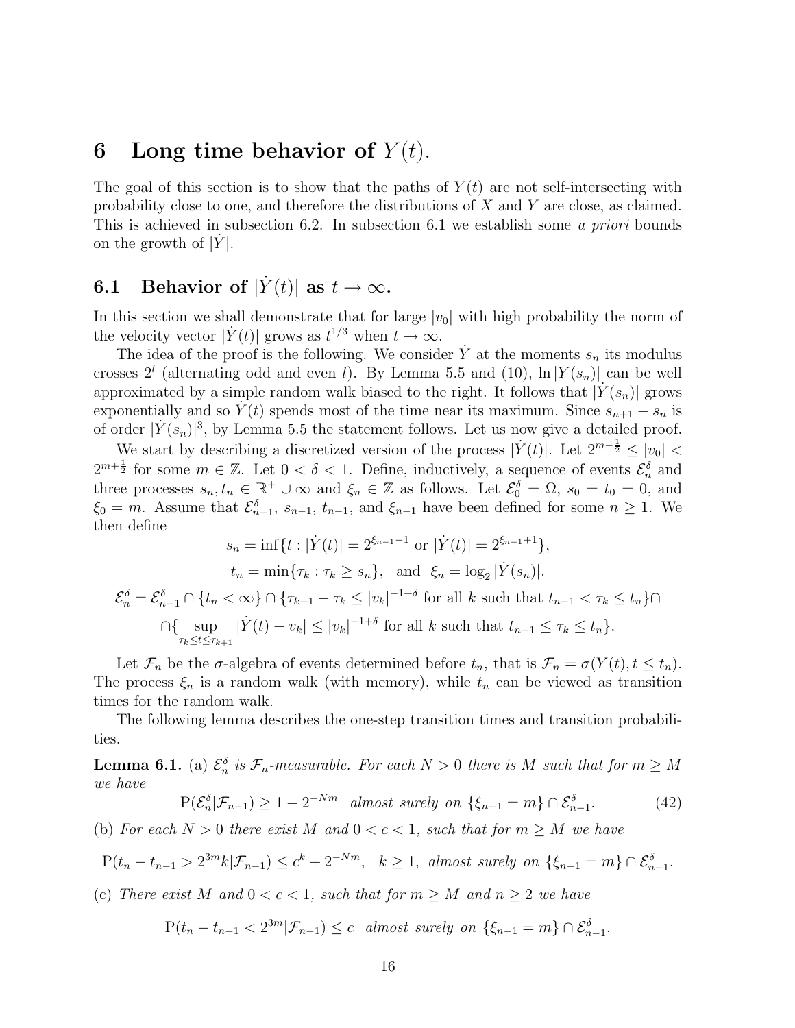# 6 Long time behavior of $Y(t)$.

The goal of this section is to show that the paths of $Y(t)$ are not self-intersecting with probability close to one, and therefore the distributions of $X$ and $Y$ are close, as claimed. This is achieved in subsection 6.2. In subsection 6.1 we establish some *a priori* bounds on the growth of $|\dot{Y}|$.

## 6.1 Behavior of $|\dot{Y}(t)|$ as $t \to \infty$.

In this section we shall demonstrate that for large $|v_0|$ with high probability the norm of the velocity vector $|\dot{Y}(t)|$ grows as $t^{1/3}$ when $t \to \infty$.

The idea of the proof is the following. We consider $\dot{Y}$ at the moments $s_n$ its modulus crosses $2^l$ (alternating odd and even $l$). By Lemma 5.5 and (10), $\ln |Y(s_n)|$ can be well approximated by a simple random walk biased to the right. It follows that $|\dot{Y}(s_n)|$ grows exponentially and so $\dot{Y}(t)$ spends most of the time near its maximum. Since $s_{n+1} - s_n$ is of order $|\dot{Y}(s_n)|^3$, by Lemma 5.5 the statement follows. Let us now give a detailed proof.

We start by describing a discretized version of the process $|\dot{Y}(t)|$. Let $2^{m-\frac{1}{2}} \le |v_0| < 2^{m+\frac{1}{2}}$ for some $m \in \mathbb{Z}$. Let $0 < \delta < 1$. Define, inductively, a sequence of events $\mathcal{E}_n^\delta$ and three processes $s_n, t_n \in \mathbb{R}^+ \cup \infty$ and $\xi_n \in \mathbb{Z}$ as follows. Let $\mathcal{E}_0^\delta = \Omega$, $s_0 = t_0 = 0$, and $\xi_0 = m$. Assume that $\mathcal{E}_{n-1}^\delta$, $s_{n-1}$, $t_{n-1}$, and $\xi_{n-1}$ have been defined for some $n \ge 1$. We then define

$$
s_n = \inf\{t : |\dot{Y}(t)| = 2^{\xi_{n-1}-1} \text{ or } |\dot{Y}(t)| = 2^{\xi_{n-1}+1}\},
$$

$$
t_n = \min\{\tau_k : \tau_k \ge s_n\}, \quad \text{and} \quad \xi_n = \log_2 |\dot{Y}(s_n)|.
$$

$$
\mathcal{E}_n^\delta = \mathcal{E}_{n-1}^\delta \cap \{t_n < \infty\} \cap \{\tau_{k+1} - \tau_k \le |v_k|^{-1+\delta} \text{ for all } k \text{ such that } t_{n-1} < \tau_k \le t_n\} \cap
$$

$$
\cap \{\sup_{\tau_k \le t \le \tau_{k+1}} |\dot{Y}(t) - v_k| \le |v_k|^{-1+\delta} \text{ for all } k \text{ such that } t_{n-1} \le \tau_k \le t_n\}.
$$

Let $\mathcal{F}_n$ be the $\sigma$-algebra of events determined before $t_n$, that is $\mathcal{F}_n = \sigma(Y(t), t \le t_n)$. The process $\xi_n$ is a random walk (with memory), while $t_n$ can be viewed as transition times for the random walk.

The following lemma describes the one-step transition times and transition probabilities.

**Lemma 6.1.** (a) *$\mathcal{E}_n^\delta$ is $\mathcal{F}_n$-measurable. For each $N > 0$ there is $M$ such that for $m \ge M$ we have*

$$
\mathrm{P}(\mathcal{E}_n^\delta | \mathcal{F}_{n-1}) \ge 1 - 2^{-Nm} \quad \textit{almost surely on } \{\xi_{n-1} = m\} \cap \mathcal{E}_{n-1}^\delta. \tag{42}
$$

(b) *For each $N > 0$ there exist $M$ and $0 < c < 1$, such that for $m \ge M$ we have*

$$
\mathrm{P}(t_n - t_{n-1} > 2^{3m} k | \mathcal{F}_{n-1}) \le c^k + 2^{-Nm}, \quad k \ge 1, \; \textit{almost surely on } \{\xi_{n-1} = m\} \cap \mathcal{E}_{n-1}^\delta.
$$

(c) *There exist $M$ and $0 < c < 1$, such that for $m \ge M$ and $n \ge 2$ we have*

$$
\mathrm{P}(t_n - t_{n-1} < 2^{3m} | \mathcal{F}_{n-1}) \le c \quad \textit{almost surely on } \{\xi_{n-1} = m\} \cap \mathcal{E}_{n-1}^\delta.
$$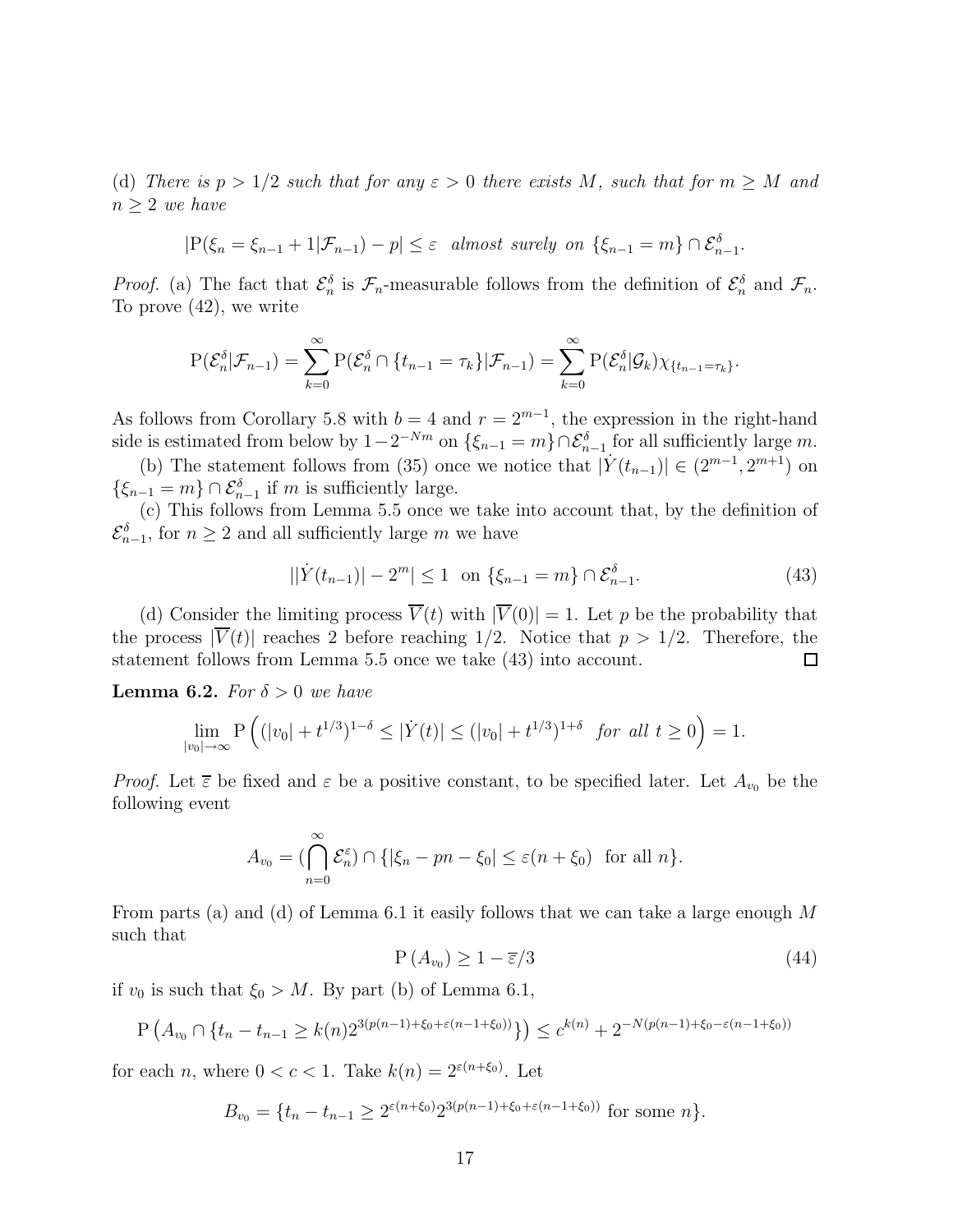(d) *There is $p > 1/2$ such that for any $\varepsilon > 0$ there exists $M$, such that for $m \geq M$ and $n \geq 2$ we have*

$$|\mathrm{P}(\xi_n = \xi_{n-1} + 1|\mathcal{F}_{n-1}) - p| \leq \varepsilon \quad \textit{almost surely on } \{\xi_{n-1} = m\} \cap \mathcal{E}^\delta_{n-1}.$$

*Proof.* (a) The fact that $\mathcal{E}^\delta_n$ is $\mathcal{F}_n$-measurable follows from the definition of $\mathcal{E}^\delta_n$ and $\mathcal{F}_n$. To prove (42), we write

$$\mathrm{P}(\mathcal{E}^\delta_n|\mathcal{F}_{n-1}) = \sum_{k=0}^{\infty} \mathrm{P}(\mathcal{E}^\delta_n \cap \{t_{n-1} = \tau_k\}|\mathcal{F}_{n-1}) = \sum_{k=0}^{\infty} \mathrm{P}(\mathcal{E}^\delta_n|\mathcal{G}_k)\chi_{\{t_{n-1}=\tau_k\}}.$$

As follows from Corollary 5.8 with $b = 4$ and $r = 2^{m-1}$, the expression in the right-hand side is estimated from below by $1 - 2^{-Nm}$ on $\{\xi_{n-1} = m\} \cap \mathcal{E}^\delta_{n-1}$ for all sufficiently large $m$.

(b) The statement follows from (35) once we notice that $|\dot{Y}(t_{n-1})| \in (2^{m-1}, 2^{m+1})$ on $\{\xi_{n-1} = m\} \cap \mathcal{E}^\delta_{n-1}$ if $m$ is sufficiently large.

(c) This follows from Lemma 5.5 once we take into account that, by the definition of $\mathcal{E}^\delta_{n-1}$, for $n \geq 2$ and all sufficiently large $m$ we have

$$||\dot{Y}(t_{n-1})| - 2^m| \leq 1 \ \text{ on } \{\xi_{n-1} = m\} \cap \mathcal{E}^\delta_{n-1}. \tag{43}$$

(d) Consider the limiting process $\overline{V}(t)$ with $|\overline{V}(0)| = 1$. Let $p$ be the probability that the process $|\overline{V}(t)|$ reaches 2 before reaching $1/2$. Notice that $p > 1/2$. Therefore, the statement follows from Lemma 5.5 once we take (43) into account. □

**Lemma 6.2.** *For $\delta > 0$ we have*

$$\lim_{|v_0| \to \infty} \mathrm{P}\left((|v_0| + t^{1/3})^{1-\delta} \leq |\dot{Y}(t)| \leq (|v_0| + t^{1/3})^{1+\delta} \ \textit{ for all } t \geq 0\right) = 1.$$

*Proof.* Let $\overline{\varepsilon}$ be fixed and $\varepsilon$ be a positive constant, to be specified later. Let $A_{v_0}$ be the following event

$$A_{v_0} = (\bigcap_{n=0}^{\infty} \mathcal{E}^\varepsilon_n) \cap \{|\xi_n - pn - \xi_0| \leq \varepsilon(n + \xi_0) \ \text{ for all } n\}.$$

From parts (a) and (d) of Lemma 6.1 it easily follows that we can take a large enough $M$ such that

$$\mathrm{P}\left(A_{v_0}\right) \geq 1 - \overline{\varepsilon}/3 \tag{44}$$

if $v_0$ is such that $\xi_0 > M$. By part (b) of Lemma 6.1,

$$\mathrm{P}\left(A_{v_0} \cap \{t_n - t_{n-1} \geq k(n)2^{3(p(n-1)+\xi_0+\varepsilon(n-1+\xi_0))}\}\right) \leq c^{k(n)} + 2^{-N(p(n-1)+\xi_0-\varepsilon(n-1+\xi_0))}$$

for each $n$, where $0 < c < 1$. Take $k(n) = 2^{\varepsilon(n+\xi_0)}$. Let

$$B_{v_0} = \{t_n - t_{n-1} \geq 2^{\varepsilon(n+\xi_0)}2^{3(p(n-1)+\xi_0+\varepsilon(n-1+\xi_0))} \text{ for some } n\}.$$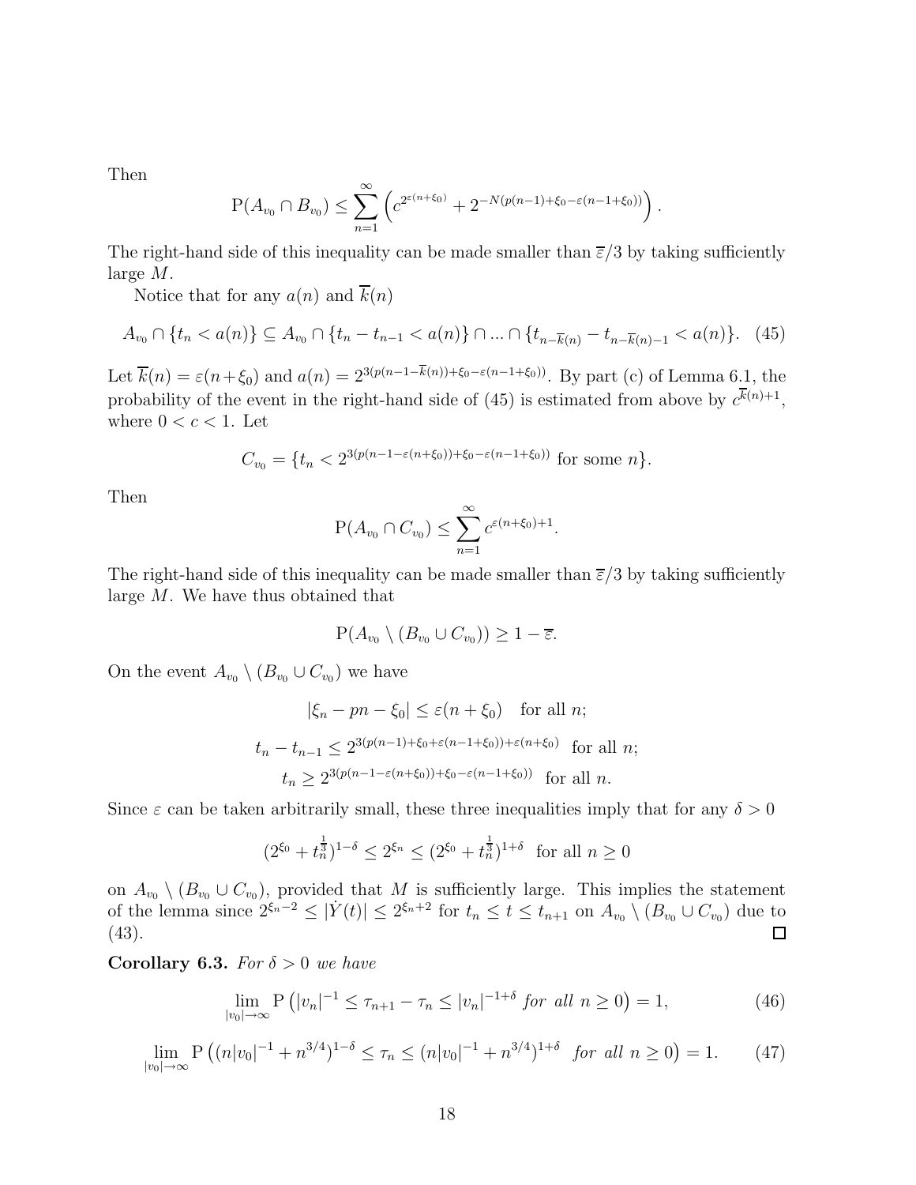Then

$$\mathrm{P}(A_{v_0} \cap B_{v_0}) \leq \sum_{n=1}^{\infty} \left( c^{2^{\varepsilon(n+\xi_0)}} + 2^{-N(p(n-1)+\xi_0-\varepsilon(n-1+\xi_0))} \right).$$

The right-hand side of this inequality can be made smaller than $\overline{\varepsilon}/3$ by taking sufficiently large $M$.

Notice that for any $a(n)$ and $\overline{k}(n)$

$$A_{v_0} \cap \{t_n < a(n)\} \subseteq A_{v_0} \cap \{t_n - t_{n-1} < a(n)\} \cap ... \cap \{t_{n-\overline{k}(n)} - t_{n-\overline{k}(n)-1} < a(n)\}. \quad (45)$$

Let $\overline{k}(n) = \varepsilon(n+\xi_0)$ and $a(n) = 2^{3(p(n-1-\overline{k}(n))+\xi_0-\varepsilon(n-1+\xi_0))}$. By part (c) of Lemma 6.1, the probability of the event in the right-hand side of (45) is estimated from above by $c^{\overline{k}(n)+1}$, where $0 < c < 1$. Let

$$C_{v_0} = \{t_n < 2^{3(p(n-1-\varepsilon(n+\xi_0))+\xi_0-\varepsilon(n-1+\xi_0))} \text{ for some } n\}.$$

Then

$$\mathrm{P}(A_{v_0} \cap C_{v_0}) \leq \sum_{n=1}^{\infty} c^{\varepsilon(n+\xi_0)+1}.$$

The right-hand side of this inequality can be made smaller than $\overline{\varepsilon}/3$ by taking sufficiently large $M$. We have thus obtained that

$$\mathrm{P}(A_{v_0} \setminus (B_{v_0} \cup C_{v_0})) \geq 1 - \overline{\varepsilon}.$$

On the event $A_{v_0} \setminus (B_{v_0} \cup C_{v_0})$ we have

$$|\xi_n - pn - \xi_0| \leq \varepsilon(n + \xi_0) \quad \text{for all } n;$$

$$t_n - t_{n-1} \leq 2^{3(p(n-1)+\xi_0+\varepsilon(n-1+\xi_0))+\varepsilon(n+\xi_0)} \text{ for all } n;$$

$$t_n \geq 2^{3(p(n-1-\varepsilon(n+\xi_0))+\xi_0-\varepsilon(n-1+\xi_0))} \text{ for all } n.$$

Since $\varepsilon$ can be taken arbitrarily small, these three inequalities imply that for any $\delta > 0$

$$(2^{\xi_0} + t_n^{\frac{1}{3}})^{1-\delta} \leq 2^{\xi_n} \leq (2^{\xi_0} + t_n^{\frac{1}{3}})^{1+\delta} \text{ for all } n \geq 0$$

on $A_{v_0} \setminus (B_{v_0} \cup C_{v_0})$, provided that $M$ is sufficiently large. This implies the statement of the lemma since $2^{\xi_n - 2} \leq |\dot{Y}(t)| \leq 2^{\xi_n + 2}$ for $t_n \leq t \leq t_{n+1}$ on $A_{v_0} \setminus (B_{v_0} \cup C_{v_0})$ due to (43). $\square$

**Corollary 6.3.** *For $\delta > 0$ we have*

$$\lim_{|v_0| \to \infty} \mathrm{P}\left(|v_n|^{-1} \leq \tau_{n+1} - \tau_n \leq |v_n|^{-1+\delta} \text{ for all } n \geq 0\right) = 1, \quad (46)$$

$$\lim_{|v_0| \to \infty} \mathrm{P}\left((n|v_0|^{-1} + n^{3/4})^{1-\delta} \leq \tau_n \leq (n|v_0|^{-1} + n^{3/4})^{1+\delta} \text{ for all } n \geq 0\right) = 1. \quad (47)$$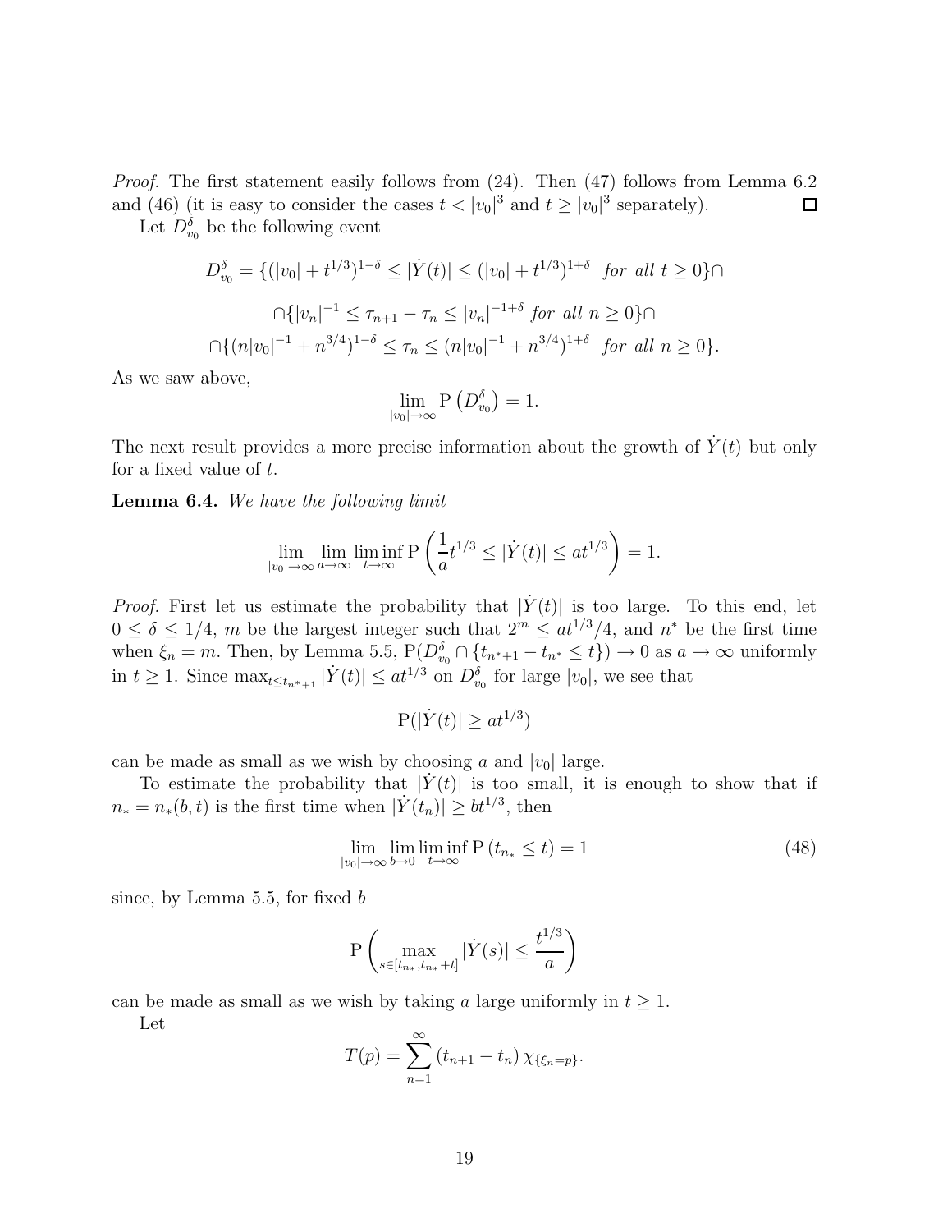*Proof.* The first statement easily follows from (24). Then (47) follows from Lemma 6.2 and (46) (it is easy to consider the cases $t < |v_0|^3$ and $t \geq |v_0|^3$ separately). $\square$

Let $D^\delta_{v_0}$ be the following event

$$D^\delta_{v_0} = \{(|v_0| + t^{1/3})^{1-\delta} \leq |\dot{Y}(t)| \leq (|v_0| + t^{1/3})^{1+\delta} \ \ \textit{for all } t \geq 0\} \cap$$

$$\cap \{|v_n|^{-1} \leq \tau_{n+1} - \tau_n \leq |v_n|^{-1+\delta} \textit{ for all } n \geq 0\} \cap$$

$$\cap \{(n|v_0|^{-1} + n^{3/4})^{1-\delta} \leq \tau_n \leq (n|v_0|^{-1} + n^{3/4})^{1+\delta} \ \ \textit{for all } n \geq 0\}.$$

As we saw above,

$$\lim_{|v_0| \to \infty} \mathrm{P}\left(D^\delta_{v_0}\right) = 1.$$

The next result provides a more precise information about the growth of $\dot{Y}(t)$ but only for a fixed value of $t$.

**Lemma 6.4.** *We have the following limit*

$$\lim_{|v_0| \to \infty} \lim_{a \to \infty} \liminf_{t \to \infty} \mathrm{P}\left(\frac{1}{a} t^{1/3} \leq |\dot{Y}(t)| \leq a t^{1/3}\right) = 1.$$

*Proof.* First let us estimate the probability that $|\dot{Y}(t)|$ is too large. To this end, let $0 \leq \delta \leq 1/4$, $m$ be the largest integer such that $2^m \leq a t^{1/3}/4$, and $n^*$ be the first time when $\xi_n = m$. Then, by Lemma 5.5, $\mathrm{P}(D^\delta_{v_0} \cap \{t_{n^*+1} - t_{n^*} \leq t\}) \to 0$ as $a \to \infty$ uniformly in $t \geq 1$. Since $\max_{t \leq t_{n^*+1}} |\dot{Y}(t)| \leq a t^{1/3}$ on $D^\delta_{v_0}$ for large $|v_0|$, we see that

$$\mathrm{P}(|\dot{Y}(t)| \geq a t^{1/3})$$

can be made as small as we wish by choosing $a$ and $|v_0|$ large.

To estimate the probability that $|\dot{Y}(t)|$ is too small, it is enough to show that if $n_* = n_*(b, t)$ is the first time when $|\dot{Y}(t_n)| \geq b t^{1/3}$, then

$$\lim_{|v_0| \to \infty} \lim_{b \to 0} \liminf_{t \to \infty} \mathrm{P}\left(t_{n_*} \leq t\right) = 1 \tag{48}$$

since, by Lemma 5.5, for fixed $b$

$$\mathrm{P}\left(\max_{s \in [t_{n_*}, t_{n_*} + t]} |\dot{Y}(s)| \leq \frac{t^{1/3}}{a}\right)$$

can be made as small as we wish by taking $a$ large uniformly in $t \geq 1$.

Let

$$T(p) = \sum_{n=1}^{\infty} \left(t_{n+1} - t_n\right) \chi_{\{\xi_n = p\}}.$$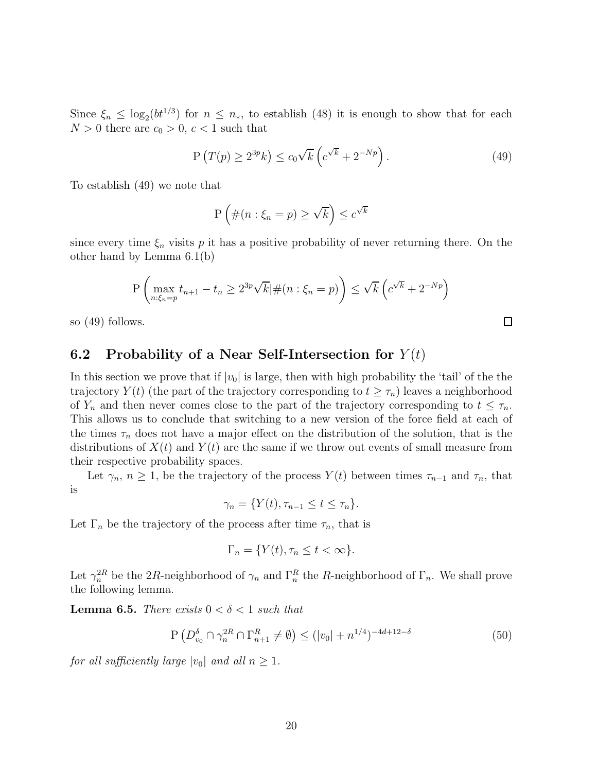Since $\xi_n \le \log_2(bt^{1/3})$ for $n \le n_*$, to establish (48) it is enough to show that for each $N > 0$ there are $c_0 > 0$, $c < 1$ such that

$$\mathrm{P}\left(T(p) \ge 2^{3p}k\right) \le c_0\sqrt{k}\left(c^{\sqrt{k}} + 2^{-Np}\right). \tag{49}$$

To establish (49) we note that

$$\mathrm{P}\left(\#(n : \xi_n = p) \ge \sqrt{k}\right) \le c^{\sqrt{k}}$$

since every time $\xi_n$ visits $p$ it has a positive probability of never returning there. On the other hand by Lemma 6.1(b)

$$\mathrm{P}\left(\max_{n:\xi_n=p} t_{n+1} - t_n \ge 2^{3p}\sqrt{k}|\#(n : \xi_n = p)\right) \le \sqrt{k}\left(c^{\sqrt{k}} + 2^{-Np}\right)$$

so (49) follows. □

## 6.2 Probability of a Near Self-Intersection for $Y(t)$

In this section we prove that if $|v_0|$ is large, then with high probability the 'tail' of the the trajectory $Y(t)$ (the part of the trajectory corresponding to $t \ge \tau_n$) leaves a neighborhood of $Y_n$ and then never comes close to the part of the trajectory corresponding to $t \le \tau_n$. This allows us to conclude that switching to a new version of the force field at each of the times $\tau_n$ does not have a major effect on the distribution of the solution, that is the distributions of $X(t)$ and $Y(t)$ are the same if we throw out events of small measure from their respective probability spaces.

Let $\gamma_n$, $n \ge 1$, be the trajectory of the process $Y(t)$ between times $\tau_{n-1}$ and $\tau_n$, that is

$$\gamma_n = \{Y(t), \tau_{n-1} \le t \le \tau_n\}.$$

Let $\Gamma_n$ be the trajectory of the process after time $\tau_n$, that is

$$\Gamma_n = \{Y(t), \tau_n \le t < \infty\}.$$

Let $\gamma_n^{2R}$ be the $2R$-neighborhood of $\gamma_n$ and $\Gamma_n^R$ the $R$-neighborhood of $\Gamma_n$. We shall prove the following lemma.

**Lemma 6.5.** *There exists $0 < \delta < 1$ such that*

$$\mathrm{P}\left(D_{v_0}^{\delta} \cap \gamma_n^{2R} \cap \Gamma_{n+1}^R \ne \emptyset\right) \le (|v_0| + n^{1/4})^{-4d+12-\delta} \tag{50}$$

*for all sufficiently large $|v_0|$ and all $n \ge 1$.*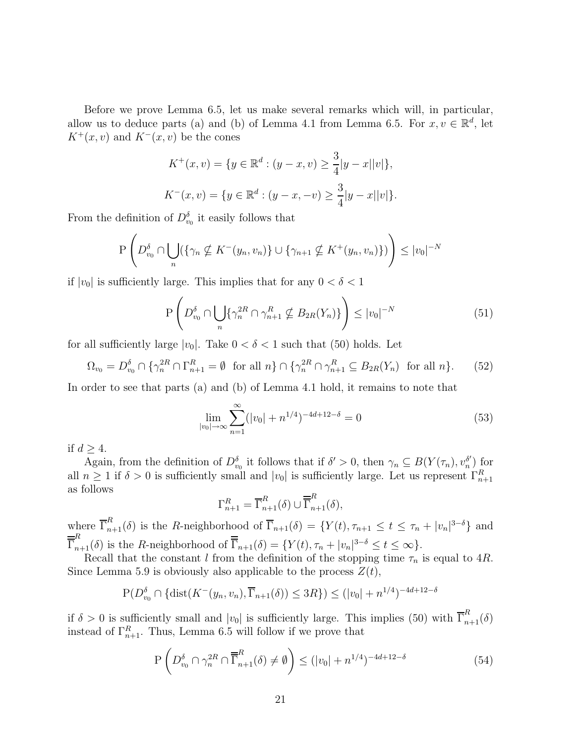Before we prove Lemma 6.5, let us make several remarks which will, in particular, allow us to deduce parts (a) and (b) of Lemma 4.1 from Lemma 6.5. For $x, v \in \mathbb{R}^d$, let $K^+(x,v)$ and $K^-(x,v)$ be the cones

$$K^+(x,v) = \{y \in \mathbb{R}^d : (y - x, v) \geq \frac{3}{4}|y - x||v|\},$$

$$K^-(x,v) = \{y \in \mathbb{R}^d : (y - x, -v) \geq \frac{3}{4}|y - x||v|\}.$$

From the definition of $D^\delta_{v_0}$ it easily follows that

$$\mathrm{P}\left(D^\delta_{v_0} \cap \bigcup_n (\{\gamma_n \nsubseteq K^-(y_n, v_n)\} \cup \{\gamma_{n+1} \nsubseteq K^+(y_n, v_n)\})\right) \leq |v_0|^{-N}$$

if $|v_0|$ is sufficiently large. This implies that for any $0 < \delta < 1$

$$\mathrm{P}\left(D^\delta_{v_0} \cap \bigcup_n \{\gamma^{2R}_n \cap \gamma^R_{n+1} \nsubseteq B_{2R}(Y_n)\}\right) \leq |v_0|^{-N} \tag{51}$$

for all sufficiently large $|v_0|$. Take $0 < \delta < 1$ such that (50) holds. Let

$$\Omega_{v_0} = D^\delta_{v_0} \cap \{\gamma^{2R}_n \cap \Gamma^R_{n+1} = \emptyset \ \text{ for all } n\} \cap \{\gamma^{2R}_n \cap \gamma^R_{n+1} \subseteq B_{2R}(Y_n) \ \text{ for all } n\}. \tag{52}$$

In order to see that parts (a) and (b) of Lemma 4.1 hold, it remains to note that

$$\lim_{|v_0| \to \infty} \sum_{n=1}^\infty (|v_0| + n^{1/4})^{-4d+12-\delta} = 0 \tag{53}$$

if $d \geq 4$.

Again, from the definition of $D^\delta_{v_0}$ it follows that if $\delta' > 0$, then $\gamma_n \subseteq B(Y(\tau_n), v_n^{\delta'})$ for all $n \geq 1$ if $\delta > 0$ is sufficiently small and $|v_0|$ is sufficiently large. Let us represent $\Gamma^R_{n+1}$ as follows

$$\Gamma^R_{n+1} = \overline{\Gamma}^R_{n+1}(\delta) \cup \overline{\overline{\Gamma}}^R_{n+1}(\delta),$$

where $\overline{\Gamma}^R_{n+1}(\delta)$ is the $R$-neighborhood of $\overline{\Gamma}_{n+1}(\delta) = \{Y(t), \tau_{n+1} \leq t \leq \tau_n + |v_n|^{3-\delta}\}$ and $\overline{\overline{\Gamma}}^R_{n+1}(\delta)$ is the $R$-neighborhood of $\overline{\overline{\Gamma}}_{n+1}(\delta) = \{Y(t), \tau_n + |v_n|^{3-\delta} \leq t \leq \infty\}$.

Recall that the constant $l$ from the definition of the stopping time $\tau_n$ is equal to $4R$. Since Lemma 5.9 is obviously also applicable to the process $Z(t)$,

$$\mathrm{P}(D^\delta_{v_0} \cap \{\mathrm{dist}(K^-(y_n, v_n), \overline{\Gamma}_{n+1}(\delta)) \leq 3R\}) \leq (|v_0| + n^{1/4})^{-4d+12-\delta}$$

if $\delta > 0$ is sufficiently small and $|v_0|$ is sufficiently large. This implies (50) with $\overline{\Gamma}^R_{n+1}(\delta)$ instead of $\Gamma^R_{n+1}$. Thus, Lemma 6.5 will follow if we prove that

$$\mathrm{P}\left(D^\delta_{v_0} \cap \gamma^{2R}_n \cap \overline{\overline{\Gamma}}^R_{n+1}(\delta) \neq \emptyset\right) \leq (|v_0| + n^{1/4})^{-4d+12-\delta} \tag{54}$$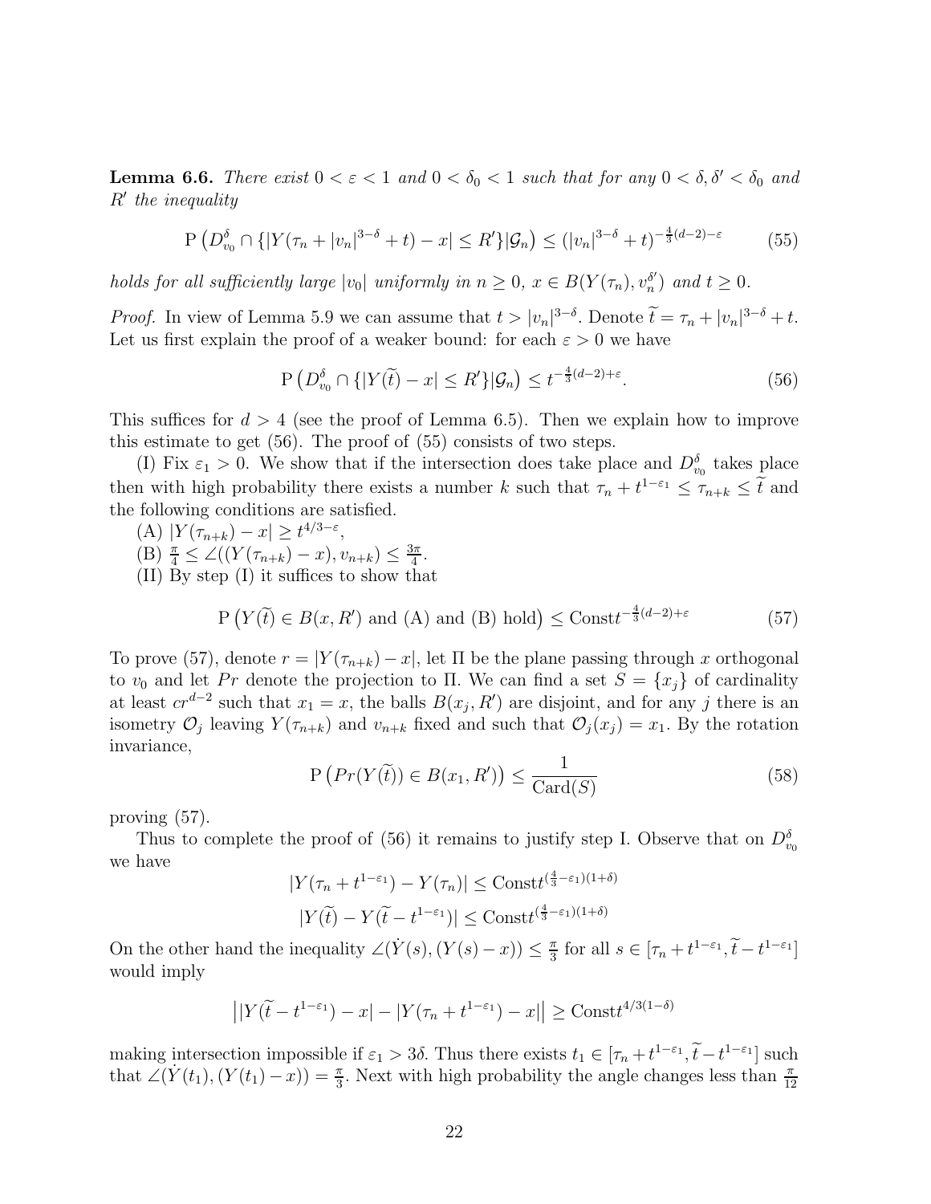**Lemma 6.6.** *There exist $0 < \varepsilon < 1$ and $0 < \delta_0 < 1$ such that for any $0 < \delta, \delta' < \delta_0$ and $R'$ the inequality*

$$\mathrm{P}\left(D^\delta_{v_0} \cap \{|Y(\tau_n + |v_n|^{3-\delta} + t) - x| \leq R'\} | \mathcal{G}_n\right) \leq (|v_n|^{3-\delta} + t)^{-\frac{4}{3}(d-2)-\varepsilon} \tag{55}$$

*holds for all sufficiently large $|v_0|$ uniformly in $n \geq 0$, $x \in B(Y(\tau_n), v_n^{\delta'})$ and $t \geq 0$.*

*Proof.* In view of Lemma 5.9 we can assume that $t > |v_n|^{3-\delta}$. Denote $\widetilde{t} = \tau_n + |v_n|^{3-\delta} + t$. Let us first explain the proof of a weaker bound: for each $\varepsilon > 0$ we have

$$\mathrm{P}\left(D^\delta_{v_0} \cap \{|Y(\widetilde{t}) - x| \leq R'\} | \mathcal{G}_n\right) \leq t^{-\frac{4}{3}(d-2)+\varepsilon}. \tag{56}$$

This suffices for $d > 4$ (see the proof of Lemma 6.5). Then we explain how to improve this estimate to get (56). The proof of (55) consists of two steps.

(I) Fix $\varepsilon_1 > 0$. We show that if the intersection does take place and $D^\delta_{v_0}$ takes place then with high probability there exists a number $k$ such that $\tau_n + t^{1-\varepsilon_1} \leq \tau_{n+k} \leq \widetilde{t}$ and the following conditions are satisfied.

(A) $|Y(\tau_{n+k}) - x| \geq t^{4/3-\varepsilon}$,

(B) $\frac{\pi}{4} \leq \angle((Y(\tau_{n+k}) - x), v_{n+k}) \leq \frac{3\pi}{4}$.

(II) By step (I) it suffices to show that

$$\mathrm{P}\left(Y(\widetilde{t}) \in B(x, R') \text{ and (A) and (B) hold}\right) \leq \mathrm{Const} t^{-\frac{4}{3}(d-2)+\varepsilon} \tag{57}$$

To prove (57), denote $r = |Y(\tau_{n+k}) - x|$, let $\Pi$ be the plane passing through $x$ orthogonal to $v_0$ and let $Pr$ denote the projection to $\Pi$. We can find a set $S = \{x_j\}$ of cardinality at least $cr^{d-2}$ such that $x_1 = x$, the balls $B(x_j, R')$ are disjoint, and for any $j$ there is an isometry $\mathcal{O}_j$ leaving $Y(\tau_{n+k})$ and $v_{n+k}$ fixed and such that $\mathcal{O}_j(x_j) = x_1$. By the rotation invariance,

$$\mathrm{P}\left(Pr(Y(\widetilde{t})) \in B(x_1, R')\right) \leq \frac{1}{\mathrm{Card}(S)} \tag{58}$$

proving (57).

Thus to complete the proof of (56) it remains to justify step I. Observe that on $D^\delta_{v_0}$ we have

$$|Y(\tau_n + t^{1-\varepsilon_1}) - Y(\tau_n)| \leq \mathrm{Const} t^{(\frac{4}{3}-\varepsilon_1)(1+\delta)}$$

$$|Y(\widetilde{t}) - Y(\widetilde{t} - t^{1-\varepsilon_1})| \leq \mathrm{Const} t^{(\frac{4}{3}-\varepsilon_1)(1+\delta)}$$

On the other hand the inequality $\angle(\dot{Y}(s), (Y(s) - x)) \leq \frac{\pi}{3}$ for all $s \in [\tau_n + t^{1-\varepsilon_1}, \widetilde{t} - t^{1-\varepsilon_1}]$ would imply

$$\left||Y(\widetilde{t} - t^{1-\varepsilon_1}) - x| - |Y(\tau_n + t^{1-\varepsilon_1}) - x|\right| \geq \mathrm{Const} t^{4/3(1-\delta)}$$

making intersection impossible if $\varepsilon_1 > 3\delta$. Thus there exists $t_1 \in [\tau_n + t^{1-\varepsilon_1}, \widetilde{t} - t^{1-\varepsilon_1}]$ such that $\angle(\dot{Y}(t_1), (Y(t_1) - x)) = \frac{\pi}{3}$. Next with high probability the angle changes less than $\frac{\pi}{12}$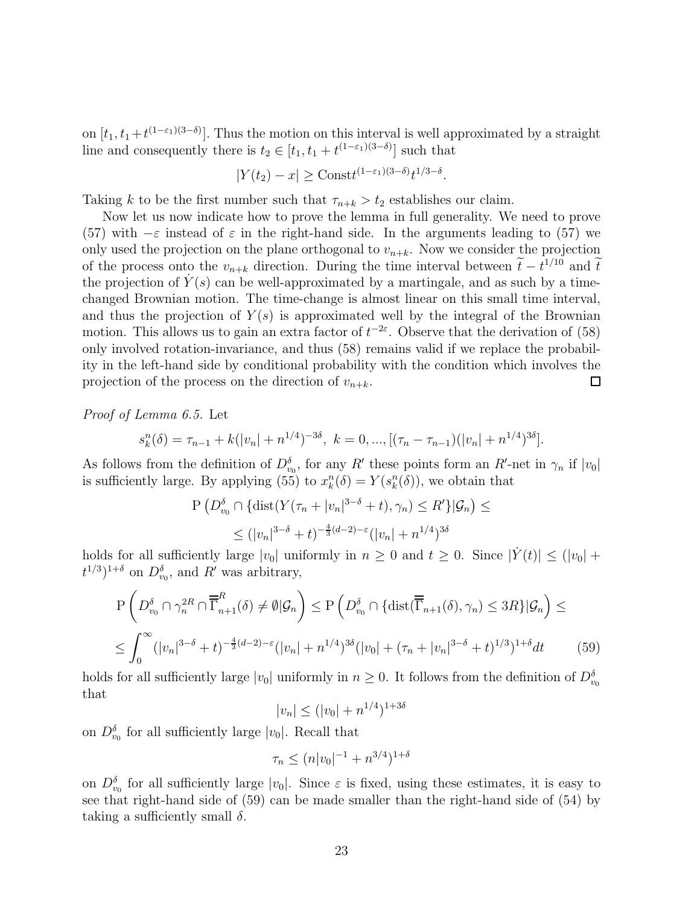on $[t_1, t_1+t^{(1-\varepsilon_1)(3-\delta)}]$. Thus the motion on this interval is well approximated by a straight line and consequently there is $t_2 \in [t_1, t_1 + t^{(1-\varepsilon_1)(3-\delta)}]$ such that

$$|Y(t_2) - x| \geq \text{Const} t^{(1-\varepsilon_1)(3-\delta)} t^{1/3-\delta}.$$

Taking $k$ to be the first number such that $\tau_{n+k} > t_2$ establishes our claim.

Now let us now indicate how to prove the lemma in full generality. We need to prove (57) with $-\varepsilon$ instead of $\varepsilon$ in the right-hand side. In the arguments leading to (57) we only used the projection on the plane orthogonal to $v_{n+k}$. Now we consider the projection of the process onto the $v_{n+k}$ direction. During the time interval between $\widetilde{t} - t^{1/10}$ and $\widetilde{t}$ the projection of $\dot{Y}(s)$ can be well-approximated by a martingale, and as such by a time-changed Brownian motion. The time-change is almost linear on this small time interval, and thus the projection of $Y(s)$ is approximated well by the integral of the Brownian motion. This allows us to gain an extra factor of $t^{-2\varepsilon}$. Observe that the derivation of (58) only involved rotation-invariance, and thus (58) remains valid if we replace the probability in the left-hand side by conditional probability with the condition which involves the projection of the process on the direction of $v_{n+k}$. $\square$

*Proof of Lemma 6.5.* Let

$$s_k^n(\delta) = \tau_{n-1} + k(|v_n| + n^{1/4})^{-3\delta},\ k = 0, ..., [(\tau_n - \tau_{n-1})(|v_n| + n^{1/4})^{3\delta}].$$

As follows from the definition of $D_{v_0}^\delta$, for any $R'$ these points form an $R'$-net in $\gamma_n$ if $|v_0|$ is sufficiently large. By applying (55) to $x_k^n(\delta) = Y(s_k^n(\delta))$, we obtain that

$$\mathrm{P}\left(D_{v_0}^\delta \cap \{\mathrm{dist}(Y(\tau_n + |v_n|^{3-\delta} + t), \gamma_n) \leq R'\} | \mathcal{G}_n\right) \leq$$

$$\leq (|v_n|^{3-\delta} + t)^{-\frac{4}{3}(d-2)-\varepsilon}(|v_n| + n^{1/4})^{3\delta}$$

holds for all sufficiently large $|v_0|$ uniformly in $n \geq 0$ and $t \geq 0$. Since $|\dot{Y}(t)| \leq (|v_0| + t^{1/3})^{1+\delta}$ on $D_{v_0}^\delta$, and $R'$ was arbitrary,

$$\mathrm{P}\left(D_{v_0}^\delta \cap \gamma_n^{2R} \cap \overline{\overline{\Gamma}}_{n+1}^R(\delta) \neq \emptyset | \mathcal{G}_n\right) \leq \mathrm{P}\left(D_{v_0}^\delta \cap \{\mathrm{dist}(\overline{\overline{\Gamma}}_{n+1}(\delta), \gamma_n) \leq 3R\} | \mathcal{G}_n\right) \leq$$

$$\leq \int_0^\infty (|v_n|^{3-\delta} + t)^{-\frac{4}{3}(d-2)-\varepsilon}(|v_n| + n^{1/4})^{3\delta}(|v_0| + (\tau_n + |v_n|^{3-\delta} + t)^{1/3})^{1+\delta} dt \qquad (59)$$

holds for all sufficiently large $|v_0|$ uniformly in $n \geq 0$. It follows from the definition of $D_{v_0}^\delta$ that

$$|v_n| \leq (|v_0| + n^{1/4})^{1+3\delta}$$

on $D_{v_0}^\delta$ for all sufficiently large $|v_0|$. Recall that

$$\tau_n \leq (n|v_0|^{-1} + n^{3/4})^{1+\delta}$$

on $D_{v_0}^\delta$ for all sufficiently large $|v_0|$. Since $\varepsilon$ is fixed, using these estimates, it is easy to see that right-hand side of (59) can be made smaller than the right-hand side of (54) by taking a sufficiently small $\delta$.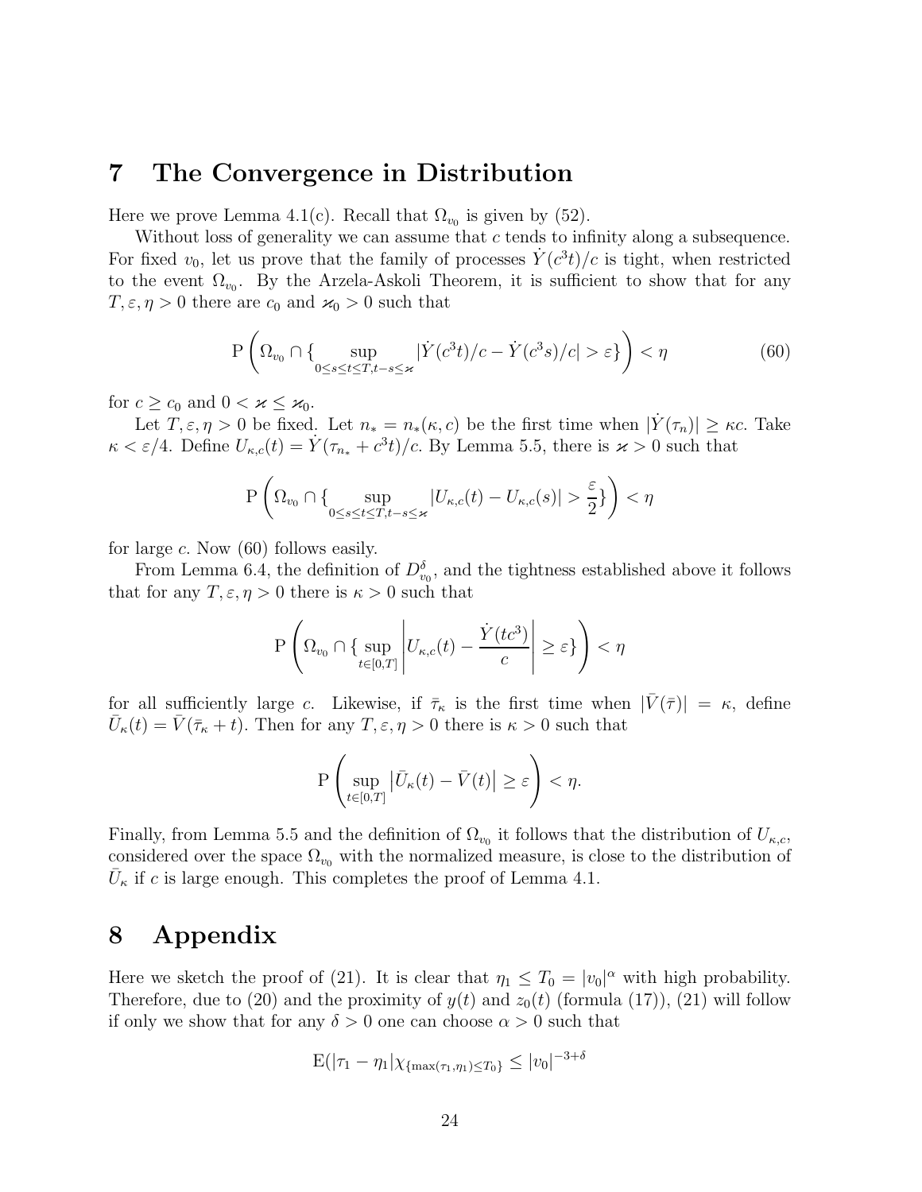# 7 The Convergence in Distribution

Here we prove Lemma 4.1(c). Recall that $\Omega_{v_0}$ is given by (52).

Without loss of generality we can assume that $c$ tends to infinity along a subsequence. For fixed $v_0$, let us prove that the family of processes $\dot{Y}(c^3 t)/c$ is tight, when restricted to the event $\Omega_{v_0}$. By the Arzela-Askoli Theorem, it is sufficient to show that for any $T, \varepsilon, \eta > 0$ there are $c_0$ and $\varkappa_0 > 0$ such that

$$\mathrm{P}\left(\Omega_{v_0} \cap \{\sup_{0 \leq s \leq t \leq T, t-s \leq \varkappa} |\dot{Y}(c^3 t)/c - \dot{Y}(c^3 s)/c| > \varepsilon\}\right) < \eta \tag{60}$$

for $c \geq c_0$ and $0 < \varkappa \leq \varkappa_0$.

Let $T, \varepsilon, \eta > 0$ be fixed. Let $n_* = n_*(\kappa, c)$ be the first time when $|\dot{Y}(\tau_n)| \geq \kappa c$. Take $\kappa < \varepsilon/4$. Define $U_{\kappa,c}(t) = \dot{Y}(\tau_{n_*} + c^3 t)/c$. By Lemma 5.5, there is $\varkappa > 0$ such that

$$\mathrm{P}\left(\Omega_{v_0} \cap \{\sup_{0 \leq s \leq t \leq T, t-s \leq \varkappa} |U_{\kappa,c}(t) - U_{\kappa,c}(s)| > \frac{\varepsilon}{2}\}\right) < \eta$$

for large $c$. Now (60) follows easily.

From Lemma 6.4, the definition of $D^{\delta}_{v_0}$, and the tightness established above it follows that for any $T, \varepsilon, \eta > 0$ there is $\kappa > 0$ such that

$$\mathrm{P}\left(\Omega_{v_0} \cap \{\sup_{t \in [0,T]} \left| U_{\kappa,c}(t) - \frac{\dot{Y}(tc^3)}{c} \right| \geq \varepsilon\}\right) < \eta$$

for all sufficiently large $c$. Likewise, if $\bar{\tau}_\kappa$ is the first time when $|\bar{V}(\bar{\tau})| = \kappa$, define $\bar{U}_\kappa(t) = \bar{V}(\bar{\tau}_\kappa + t)$. Then for any $T, \varepsilon, \eta > 0$ there is $\kappa > 0$ such that

$$\mathrm{P}\left(\sup_{t \in [0,T]} \left|\bar{U}_\kappa(t) - \bar{V}(t)\right| \geq \varepsilon\right) < \eta.$$

Finally, from Lemma 5.5 and the definition of $\Omega_{v_0}$ it follows that the distribution of $U_{\kappa,c}$, considered over the space $\Omega_{v_0}$ with the normalized measure, is close to the distribution of $\bar{U}_\kappa$ if $c$ is large enough. This completes the proof of Lemma 4.1.

# 8 Appendix

Here we sketch the proof of (21). It is clear that $\eta_1 \leq T_0 = |v_0|^\alpha$ with high probability. Therefore, due to (20) and the proximity of $y(t)$ and $z_0(t)$ (formula (17)), (21) will follow if only we show that for any $\delta > 0$ one can choose $\alpha > 0$ such that

$$\mathrm{E}(|\tau_1 - \eta_1| \chi_{\{\max(\tau_1, \eta_1) \leq T_0\}} \leq |v_0|^{-3+\delta}$$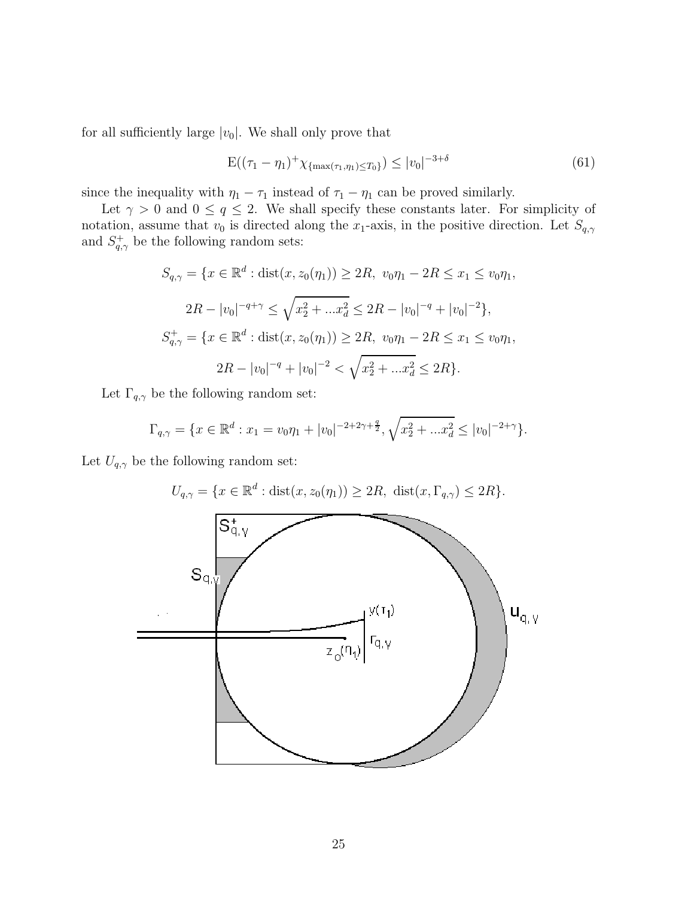for all sufficiently large $|v_0|$. We shall only prove that

$$
\mathrm{E}((\tau_1 - \eta_1)^+ \chi_{\{\max(\tau_1, \eta_1) \le T_0\}}) \le |v_0|^{-3+\delta} \tag{61}
$$

since the inequality with $\eta_1 - \tau_1$ instead of $\tau_1 - \eta_1$ can be proved similarly.

Let $\gamma > 0$ and $0 \le q \le 2$. We shall specify these constants later. For simplicity of notation, assume that $v_0$ is directed along the $x_1$-axis, in the positive direction. Let $S_{q,\gamma}$ and $S^+_{q,\gamma}$ be the following random sets:

$$
S_{q,\gamma} = \{x \in \mathbb{R}^d : \mathrm{dist}(x, z_0(\eta_1)) \ge 2R,\ v_0\eta_1 - 2R \le x_1 \le v_0\eta_1,
$$

$$
2R - |v_0|^{-q+\gamma} \le \sqrt{x_2^2 + ... x_d^2} \le 2R - |v_0|^{-q} + |v_0|^{-2}\},
$$

$$
S^+_{q,\gamma} = \{x \in \mathbb{R}^d : \mathrm{dist}(x, z_0(\eta_1)) \ge 2R,\ v_0\eta_1 - 2R \le x_1 \le v_0\eta_1,
$$

$$
2R - |v_0|^{-q} + |v_0|^{-2} < \sqrt{x_2^2 + ... x_d^2} \le 2R\}.
$$

Let $\Gamma_{q,\gamma}$ be the following random set:

$$
\Gamma_{q,\gamma} = \{x \in \mathbb{R}^d : x_1 = v_0\eta_1 + |v_0|^{-2+2\gamma+\frac{q}{2}}, \sqrt{x_2^2 + ... x_d^2} \le |v_0|^{-2+\gamma}\}.
$$

Let $U_{q,\gamma}$ be the following random set:

$$
U_{q,\gamma} = \{x \in \mathbb{R}^d : \mathrm{dist}(x, z_0(\eta_1)) \ge 2R,\ \mathrm{dist}(x, \Gamma_{q,\gamma}) \le 2R\}.
$$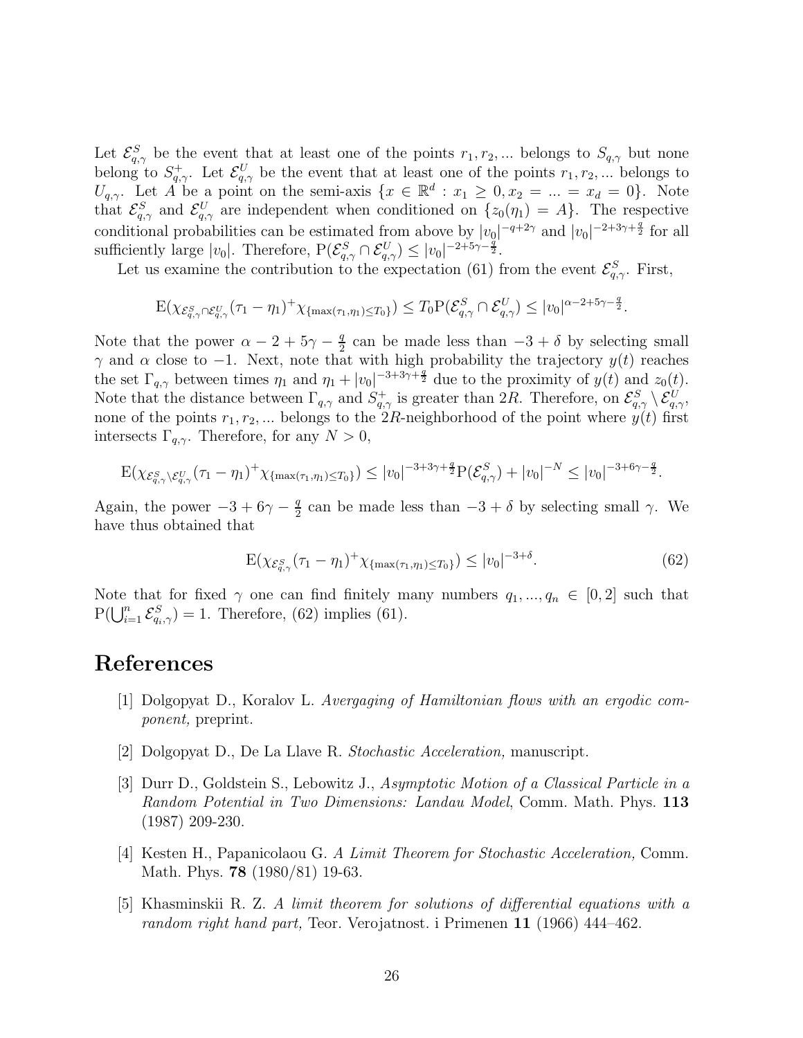Let $\mathcal{E}^S_{q,\gamma}$ be the event that at least one of the points $r_1, r_2, ...$ belongs to $S_{q,\gamma}$ but none belong to $S^+_{q,\gamma}$. Let $\mathcal{E}^U_{q,\gamma}$ be the event that at least one of the points $r_1, r_2, ...$ belongs to $U_{q,\gamma}$. Let $A$ be a point on the semi-axis $\{x \in \mathbb{R}^d : x_1 \geq 0, x_2 = ... = x_d = 0\}$. Note that $\mathcal{E}^S_{q,\gamma}$ and $\mathcal{E}^U_{q,\gamma}$ are independent when conditioned on $\{z_0(\eta_1) = A\}$. The respective conditional probabilities can be estimated from above by $|v_0|^{-q+2\gamma}$ and $|v_0|^{-2+3\gamma+\frac{q}{2}}$ for all sufficiently large $|v_0|$. Therefore, $\mathrm{P}(\mathcal{E}^S_{q,\gamma} \cap \mathcal{E}^U_{q,\gamma}) \leq |v_0|^{-2+5\gamma-\frac{q}{2}}$.

Let us examine the contribution to the expectation (61) from the event $\mathcal{E}^S_{q,\gamma}$. First,

$$\mathrm{E}(\chi_{\mathcal{E}^S_{q,\gamma} \cap \mathcal{E}^U_{q,\gamma}} (\tau_1 - \eta_1)^+ \chi_{\{\max(\tau_1, \eta_1) \leq T_0\}}) \leq T_0 \mathrm{P}(\mathcal{E}^S_{q,\gamma} \cap \mathcal{E}^U_{q,\gamma}) \leq |v_0|^{\alpha - 2 + 5\gamma - \frac{q}{2}}.$$

Note that the power $\alpha - 2 + 5\gamma - \frac{q}{2}$ can be made less than $-3 + \delta$ by selecting small $\gamma$ and $\alpha$ close to $-1$. Next, note that with high probability the trajectory $y(t)$ reaches the set $\Gamma_{q,\gamma}$ between times $\eta_1$ and $\eta_1 + |v_0|^{-3+3\gamma+\frac{q}{2}}$ due to the proximity of $y(t)$ and $z_0(t)$. Note that the distance between $\Gamma_{q,\gamma}$ and $S^+_{q,\gamma}$ is greater than $2R$. Therefore, on $\mathcal{E}^S_{q,\gamma} \setminus \mathcal{E}^U_{q,\gamma}$, none of the points $r_1, r_2, ...$ belongs to the $2R$-neighborhood of the point where $y(t)$ first intersects $\Gamma_{q,\gamma}$. Therefore, for any $N > 0$,

$$\mathrm{E}(\chi_{\mathcal{E}^S_{q,\gamma} \setminus \mathcal{E}^U_{q,\gamma}} (\tau_1 - \eta_1)^+ \chi_{\{\max(\tau_1, \eta_1) \leq T_0\}}) \leq |v_0|^{-3+3\gamma+\frac{q}{2}} \mathrm{P}(\mathcal{E}^S_{q,\gamma}) + |v_0|^{-N} \leq |v_0|^{-3+6\gamma-\frac{q}{2}}.$$

Again, the power $-3 + 6\gamma - \frac{q}{2}$ can be made less than $-3 + \delta$ by selecting small $\gamma$. We have thus obtained that

$$\mathrm{E}(\chi_{\mathcal{E}^S_{q,\gamma}} (\tau_1 - \eta_1)^+ \chi_{\{\max(\tau_1, \eta_1) \leq T_0\}}) \leq |v_0|^{-3+\delta}. \tag{62}$$

Note that for fixed $\gamma$ one can find finitely many numbers $q_1, ..., q_n \in [0, 2]$ such that $\mathrm{P}(\bigcup_{i=1}^n \mathcal{E}^S_{q_i,\gamma}) = 1$. Therefore, (62) implies (61).

# References

[1] Dolgopyat D., Koralov L. *Avergaging of Hamiltonian flows with an ergodic component,* preprint.

[2] Dolgopyat D., De La Llave R. *Stochastic Acceleration,* manuscript.

[3] Durr D., Goldstein S., Lebowitz J., *Asymptotic Motion of a Classical Particle in a Random Potential in Two Dimensions: Landau Model*, Comm. Math. Phys. **113** (1987) 209-230.

[4] Kesten H., Papanicolaou G. *A Limit Theorem for Stochastic Acceleration,* Comm. Math. Phys. **78** (1980/81) 19-63.

[5] Khasminskii R. Z. *A limit theorem for solutions of differential equations with a random right hand part,* Teor. Verojatnost. i Primenen **11** (1966) 444–462.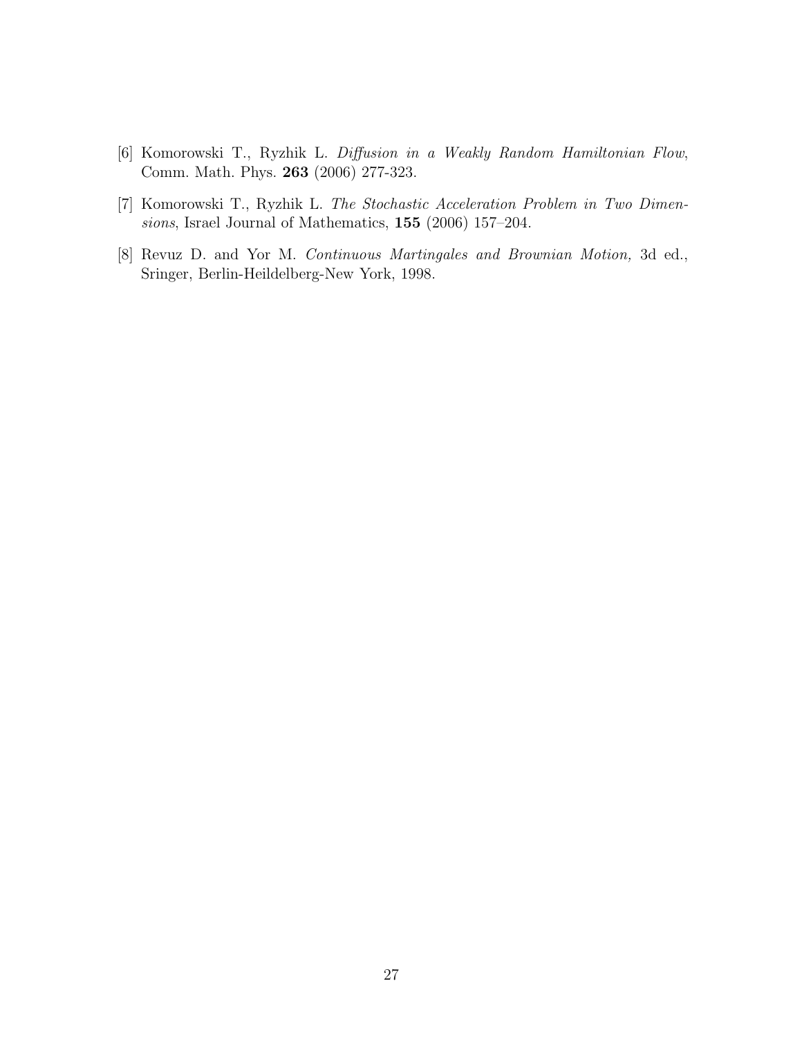[6] Komorowski T., Ryzhik L. *Diffusion in a Weakly Random Hamiltonian Flow*, Comm. Math. Phys. **263** (2006) 277-323.

[7] Komorowski T., Ryzhik L. *The Stochastic Acceleration Problem in Two Dimensions*, Israel Journal of Mathematics, **155** (2006) 157–204.

[8] Revuz D. and Yor M. *Continuous Martingales and Brownian Motion,* 3d ed., Sringer, Berlin-Heildelberg-New York, 1998.